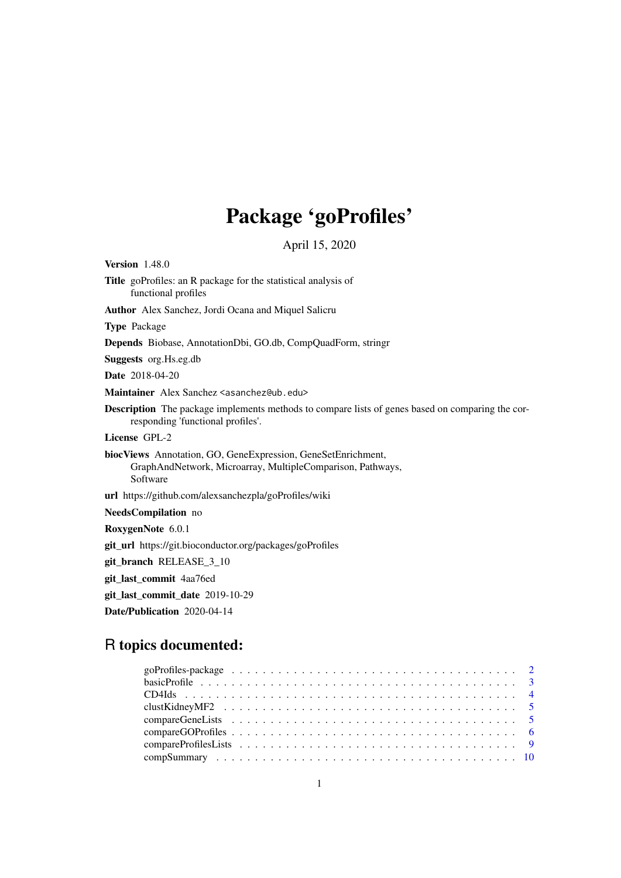# Package 'goProfiles'

April 15, 2020

**Version** 1.48.0

**Title** goProfiles: an R package for the statistical analysis of functional profiles

**Author** Alex Sanchez, Jordi Ocana and Miquel Salicru

**Type** Package

**Depends** Biobase, AnnotationDbi, GO.db, CompQuadForm, stringr

**Suggests** org.Hs.eg.db

**Date** 2018-04-20

**Maintainer** Alex Sanchez <asanchez@ub.edu>

**Description** The package implements methods to compare lists of genes based on comparing the corresponding 'functional profiles'.

**License** GPL-2

**biocViews** Annotation, GO, GeneExpression, GeneSetEnrichment, GraphAndNetwork, Microarray, MultipleComparison, Pathways, Software

**url** https://github.com/alexsanchezpla/goProfiles/wiki

**NeedsCompilation** no

**RoxygenNote** 6.0.1

**git_url** https://git.bioconductor.org/packages/goProfiles

**git_branch** RELEASE_3_10

**git_last_commit** 4aa76ed

**git_last_commit_date** 2019-10-29

**Date/Publication** 2020-04-14

## R topics documented:

| | |
|---|---|
| goProfiles-package | 2 |
| basicProfile | 3 |
| CD4Ids | 4 |
| clustKidneyMF2 | 5 |
| compareGeneLists | 5 |
| compareGOProfiles | 6 |
| compareProfilesLists | 9 |
| compSummary | 10 |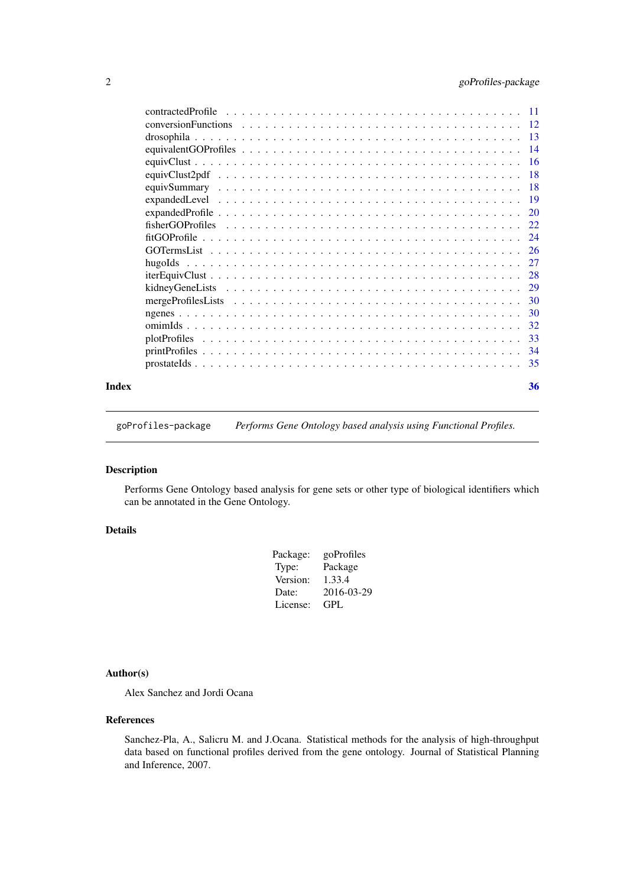contractedProfile . . . . . . . . . . . . . . . . . . . . . . . . . . . . . . . . . . . . 11
conversionFunctions . . . . . . . . . . . . . . . . . . . . . . . . . . . . . . . . . . . 12
drosophila . . . . . . . . . . . . . . . . . . . . . . . . . . . . . . . . . . . . . . . . 13
equivalentGOProfiles . . . . . . . . . . . . . . . . . . . . . . . . . . . . . . . . . . 14
equivClust . . . . . . . . . . . . . . . . . . . . . . . . . . . . . . . . . . . . . . . . 16
equivClust2pdf . . . . . . . . . . . . . . . . . . . . . . . . . . . . . . . . . . . . . 18
equivSummary . . . . . . . . . . . . . . . . . . . . . . . . . . . . . . . . . . . . . . 18
expandedLevel . . . . . . . . . . . . . . . . . . . . . . . . . . . . . . . . . . . . . . 19
expandedProfile . . . . . . . . . . . . . . . . . . . . . . . . . . . . . . . . . . . . . 20
fisherGOProfiles . . . . . . . . . . . . . . . . . . . . . . . . . . . . . . . . . . . . . 22
fitGOProfile . . . . . . . . . . . . . . . . . . . . . . . . . . . . . . . . . . . . . . . 24
GOTermsList . . . . . . . . . . . . . . . . . . . . . . . . . . . . . . . . . . . . . . . 26
hugoIds . . . . . . . . . . . . . . . . . . . . . . . . . . . . . . . . . . . . . . . . . . 27
iterEquivClust . . . . . . . . . . . . . . . . . . . . . . . . . . . . . . . . . . . . . . 28
kidneyGeneLists . . . . . . . . . . . . . . . . . . . . . . . . . . . . . . . . . . . . . 29
mergeProfilesLists . . . . . . . . . . . . . . . . . . . . . . . . . . . . . . . . . . . . 30
ngenes . . . . . . . . . . . . . . . . . . . . . . . . . . . . . . . . . . . . . . . . . . 30
omimIds . . . . . . . . . . . . . . . . . . . . . . . . . . . . . . . . . . . . . . . . . . 32
plotProfiles . . . . . . . . . . . . . . . . . . . . . . . . . . . . . . . . . . . . . . . 33
printProfiles . . . . . . . . . . . . . . . . . . . . . . . . . . . . . . . . . . . . . . . 34
prostateIds . . . . . . . . . . . . . . . . . . . . . . . . . . . . . . . . . . . . . . . . 35

**Index** **36**

---

## goProfiles-package — *Performs Gene Ontology based analysis using Functional Profiles.*

---

### Description

Performs Gene Ontology based analysis for gene sets or other type of biological identifiers which can be annotated in the Gene Ontology.

### Details

| | |
|---|---|
| Package: | goProfiles |
| Type: | Package |
| Version: | 1.33.4 |
| Date: | 2016-03-29 |
| License: | GPL |

### Author(s)

Alex Sanchez and Jordi Ocana

### References

Sanchez-Pla, A., Salicru M. and J.Ocana. Statistical methods for the analysis of high-throughput data based on functional profiles derived from the gene ontology. Journal of Statistical Planning and Inference, 2007.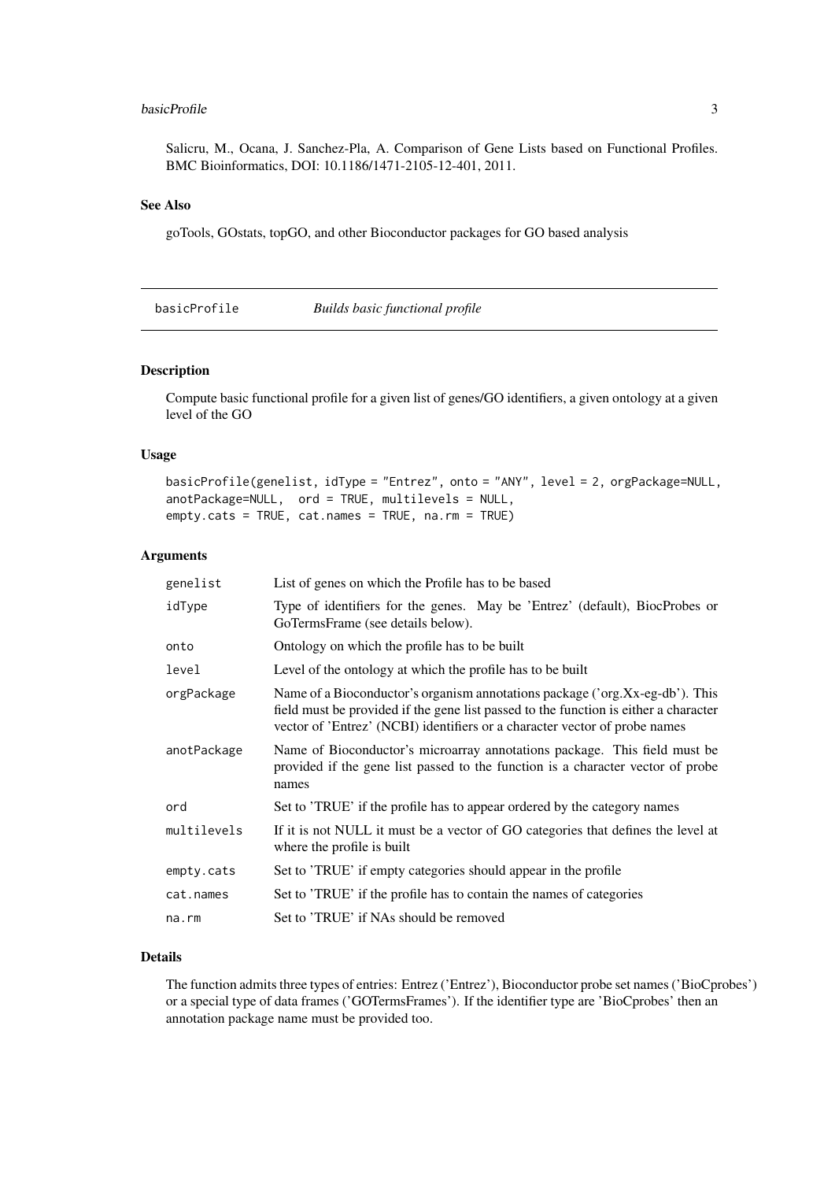Salicru, M., Ocana, J. Sanchez-Pla, A. Comparison of Gene Lists based on Functional Profiles. BMC Bioinformatics, DOI: 10.1186/1471-2105-12-401, 2011.

### See Also

goTools, GOstats, topGO, and other Bioconductor packages for GO based analysis

---

## basicProfile *Builds basic functional profile*

---

### Description

Compute basic functional profile for a given list of genes/GO identifiers, a given ontology at a given level of the GO

### Usage

```
basicProfile(genelist, idType = "Entrez", onto = "ANY", level = 2, orgPackage=NULL,
anotPackage=NULL,  ord = TRUE, multilevels = NULL,
empty.cats = TRUE, cat.names = TRUE, na.rm = TRUE)
```

### Arguments

| | |
|---|---|
| genelist | List of genes on which the Profile has to be based |
| idType | Type of identifiers for the genes. May be 'Entrez' (default), BiocProbes or GoTermsFrame (see details below). |
| onto | Ontology on which the profile has to be built |
| level | Level of the ontology at which the profile has to be built |
| orgPackage | Name of a Bioconductor's organism annotations package ('org.Xx-eg-db'). This field must be provided if the gene list passed to the function is either a character vector of 'Entrez' (NCBI) identifiers or a character vector of probe names |
| anotPackage | Name of Bioconductor's microarray annotations package. This field must be provided if the gene list passed to the function is a character vector of probe names |
| ord | Set to 'TRUE' if the profile has to appear ordered by the category names |
| multilevels | If it is not NULL it must be a vector of GO categories that defines the level at where the profile is built |
| empty.cats | Set to 'TRUE' if empty categories should appear in the profile |
| cat.names | Set to 'TRUE' if the profile has to contain the names of categories |
| na.rm | Set to 'TRUE' if NAs should be removed |

### Details

The function admits three types of entries: Entrez ('Entrez'), Bioconductor probe set names ('BioCprobes') or a special type of data frames ('GOTermsFrames'). If the identifier type are 'BioCprobes' then an annotation package name must be provided too.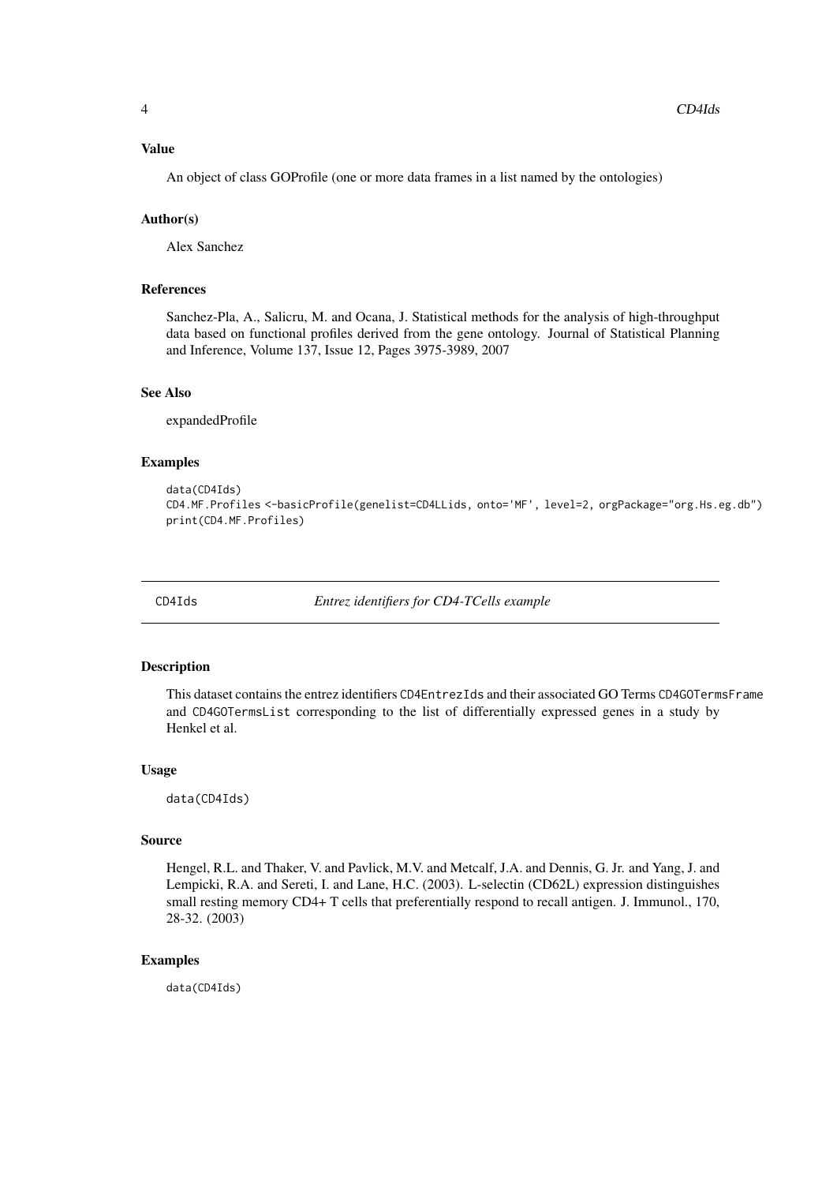### Value

An object of class GOProfile (one or more data frames in a list named by the ontologies)

### Author(s)

Alex Sanchez

### References

Sanchez-Pla, A., Salicru, M. and Ocana, J. Statistical methods for the analysis of high-throughput data based on functional profiles derived from the gene ontology. Journal of Statistical Planning and Inference, Volume 137, Issue 12, Pages 3975-3989, 2007

### See Also

expandedProfile

### Examples

```
data(CD4Ids)
CD4.MF.Profiles <-basicProfile(genelist=CD4LLids, onto='MF', level=2, orgPackage="org.Hs.eg.db")
print(CD4.MF.Profiles)
```

---

## CD4Ids — *Entrez identifiers for CD4-TCells example*

---

### Description

This dataset contains the entrez identifiers `CD4EntrezIds` and their associated GO Terms `CD4GOTermsFrame` and `CD4GOTermsList` corresponding to the list of differentially expressed genes in a study by Henkel et al.

### Usage

```
data(CD4Ids)
```

### Source

Hengel, R.L. and Thaker, V. and Pavlick, M.V. and Metcalf, J.A. and Dennis, G. Jr. and Yang, J. and Lempicki, R.A. and Sereti, I. and Lane, H.C. (2003). L-selectin (CD62L) expression distinguishes small resting memory CD4+ T cells that preferentially respond to recall antigen. J. Immunol., 170, 28-32. (2003)

### Examples

```
data(CD4Ids)
```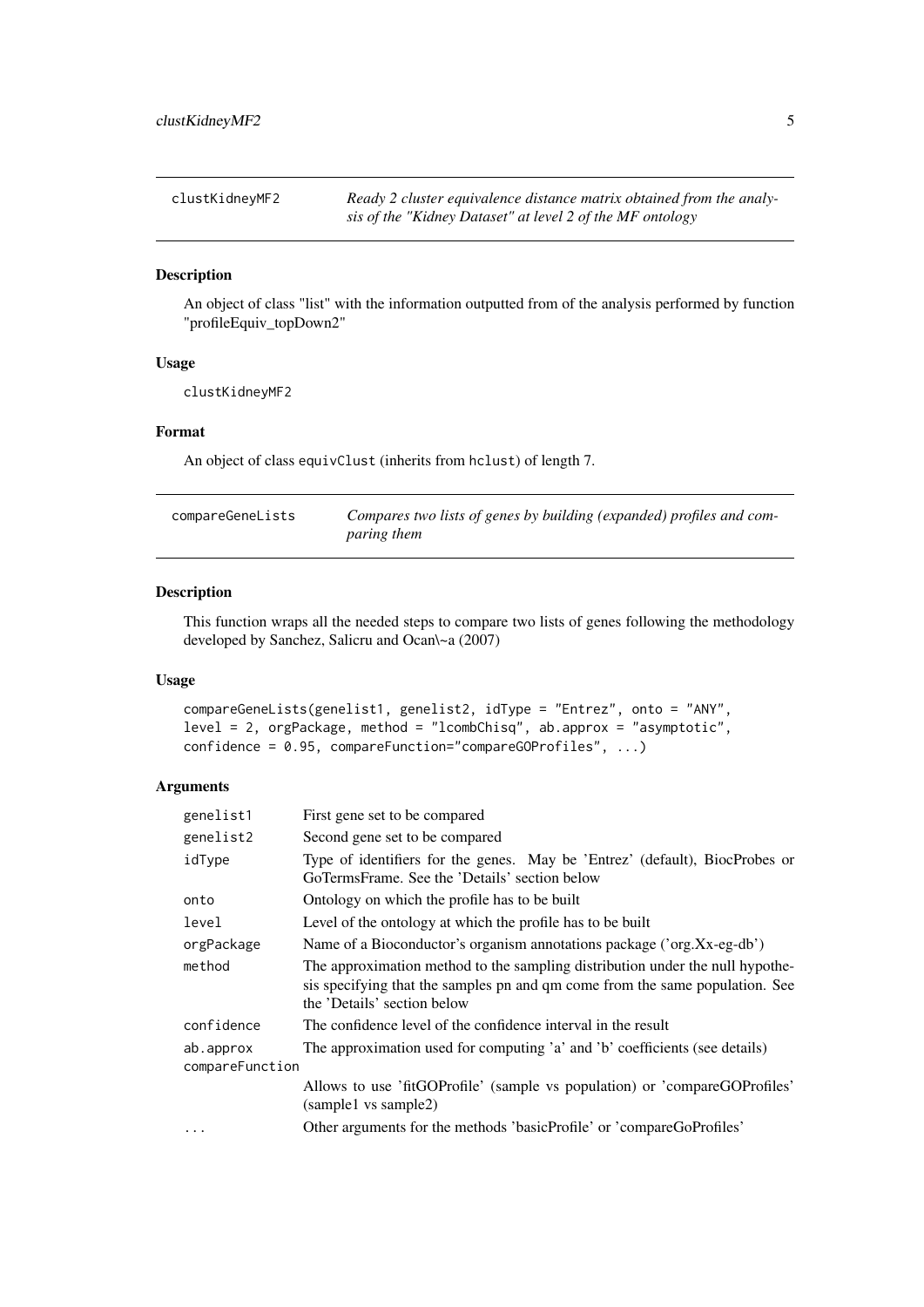## clustKidneyMF2 — *Ready 2 cluster equivalence distance matrix obtained from the analysis of the "Kidney Dataset" at level 2 of the MF ontology*

### Description

An object of class "list" with the information outputted from of the analysis performed by function "profileEquiv_topDown2"

### Usage

```
clustKidneyMF2
```

### Format

An object of class equivClust (inherits from hclust) of length 7.

## compareGeneLists — *Compares two lists of genes by building (expanded) profiles and comparing them*

### Description

This function wraps all the needed steps to compare two lists of genes following the methodology developed by Sanchez, Salicru and Ocan\~a (2007)

### Usage

```
compareGeneLists(genelist1, genelist2, idType = "Entrez", onto = "ANY",
level = 2, orgPackage, method = "lcombChisq", ab.approx = "asymptotic",
confidence = 0.95, compareFunction="compareGOProfiles", ...)
```

### Arguments

| Argument | Description |
|---|---|
| genelist1 | First gene set to be compared |
| genelist2 | Second gene set to be compared |
| idType | Type of identifiers for the genes. May be 'Entrez' (default), BiocProbes or GoTermsFrame. See the 'Details' section below |
| onto | Ontology on which the profile has to be built |
| level | Level of the ontology at which the profile has to be built |
| orgPackage | Name of a Bioconductor's organism annotations package ('org.Xx-eg-db') |
| method | The approximation method to the sampling distribution under the null hypothesis specifying that the samples pn and qm come from the same population. See the 'Details' section below |
| confidence | The confidence level of the confidence interval in the result |
| ab.approx | The approximation used for computing 'a' and 'b' coefficients (see details) |
| compareFunction | Allows to use 'fitGOProfile' (sample vs population) or 'compareGOProfiles' (sample1 vs sample2) |
| ... | Other arguments for the methods 'basicProfile' or 'compareGoProfiles' |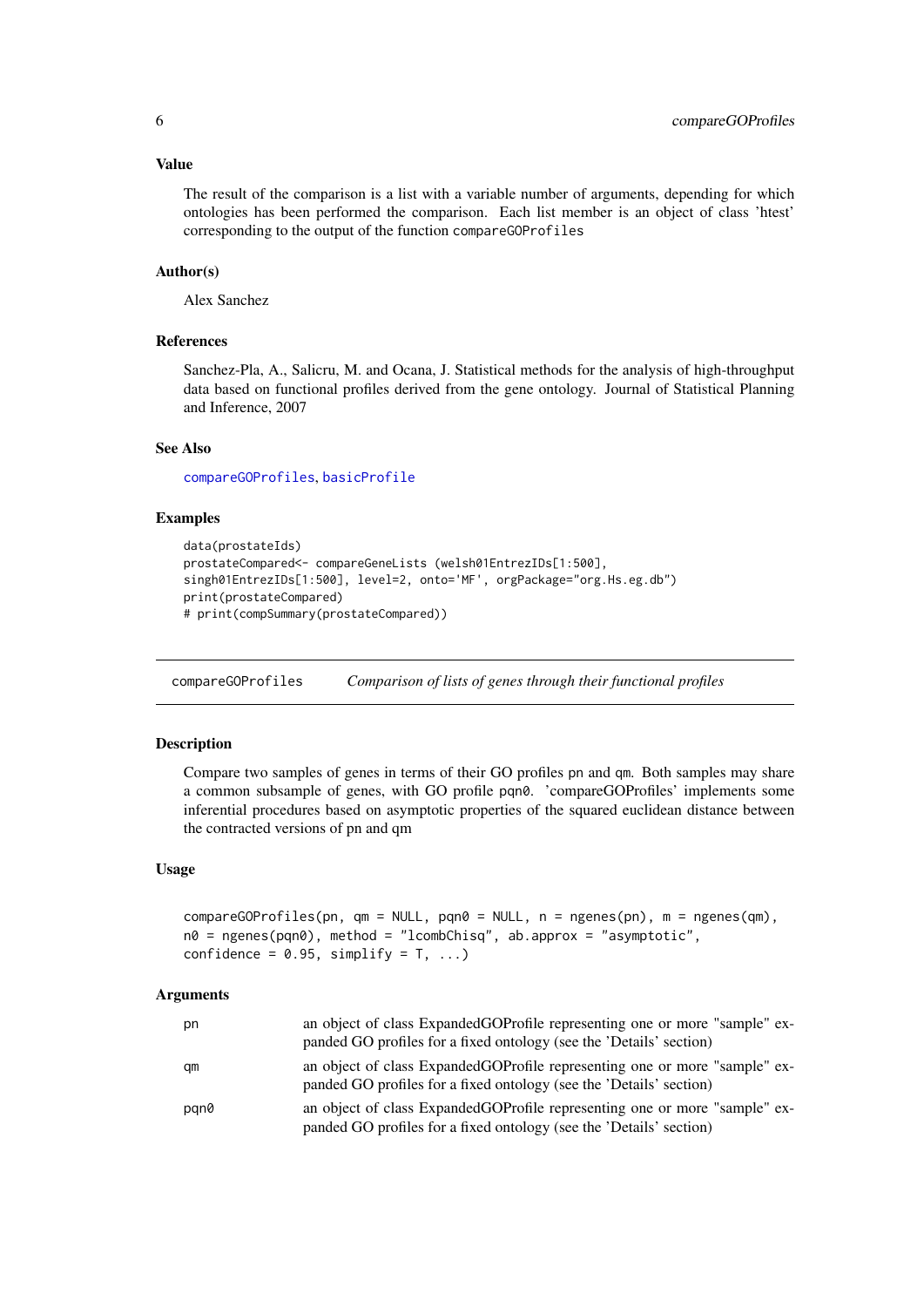### Value

The result of the comparison is a list with a variable number of arguments, depending for which ontologies has been performed the comparison. Each list member is an object of class 'htest' corresponding to the output of the function `compareGOProfiles`

### Author(s)

Alex Sanchez

### References

Sanchez-Pla, A., Salicru, M. and Ocana, J. Statistical methods for the analysis of high-throughput data based on functional profiles derived from the gene ontology. Journal of Statistical Planning and Inference, 2007

### See Also

`compareGOProfiles`, `basicProfile`

### Examples

```
data(prostateIds)
prostateCompared<- compareGeneLists (welsh01EntrezIDs[1:500],
singh01EntrezIDs[1:500], level=2, onto='MF', orgPackage="org.Hs.eg.db")
print(prostateCompared)
# print(compSummary(prostateCompared))
```

---

## compareGOProfiles — *Comparison of lists of genes through their functional profiles*

### Description

Compare two samples of genes in terms of their GO profiles pn and qm. Both samples may share a common subsample of genes, with GO profile pqn0. 'compareGOProfiles' implements some inferential procedures based on asymptotic properties of the squared euclidean distance between the contracted versions of pn and qm

### Usage

```
compareGOProfiles(pn, qm = NULL, pqn0 = NULL, n = ngenes(pn), m = ngenes(qm),
n0 = ngenes(pqn0), method = "lcombChisq", ab.approx = "asymptotic",
confidence = 0.95, simplify = T, ...)
```

### Arguments

| | |
|---|---|
| `pn` | an object of class ExpandedGOProfile representing one or more "sample" expanded GO profiles for a fixed ontology (see the 'Details' section) |
| `qm` | an object of class ExpandedGOProfile representing one or more "sample" expanded GO profiles for a fixed ontology (see the 'Details' section) |
| `pqn0` | an object of class ExpandedGOProfile representing one or more "sample" expanded GO profiles for a fixed ontology (see the 'Details' section) |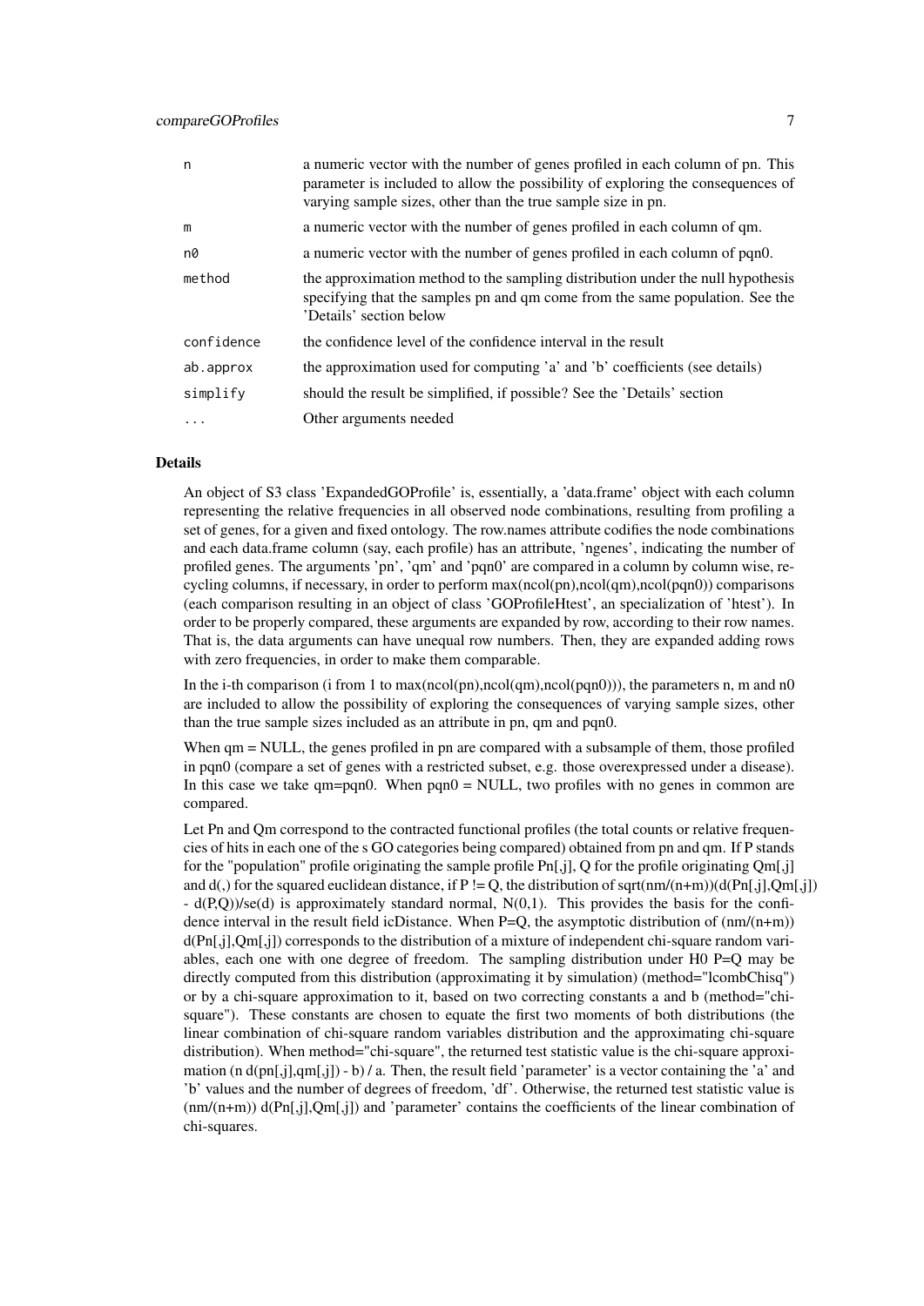| | |
|---|---|
| n | a numeric vector with the number of genes profiled in each column of pn. This parameter is included to allow the possibility of exploring the consequences of varying sample sizes, other than the true sample size in pn. |
| m | a numeric vector with the number of genes profiled in each column of qm. |
| n0 | a numeric vector with the number of genes profiled in each column of pqn0. |
| method | the approximation method to the sampling distribution under the null hypothesis specifying that the samples pn and qm come from the same population. See the 'Details' section below |
| confidence | the confidence level of the confidence interval in the result |
| ab.approx | the approximation used for computing 'a' and 'b' coefficients (see details) |
| simplify | should the result be simplified, if possible? See the 'Details' section |
| ... | Other arguments needed |

### Details

An object of S3 class 'ExpandedGOProfile' is, essentially, a 'data.frame' object with each column representing the relative frequencies in all observed node combinations, resulting from profiling a set of genes, for a given and fixed ontology. The row.names attribute codifies the node combinations and each data.frame column (say, each profile) has an attribute, 'ngenes', indicating the number of profiled genes. The arguments 'pn', 'qm' and 'pqn0' are compared in a column by column wise, recycling columns, if necessary, in order to perform max(ncol(pn),ncol(qm),ncol(pqn0)) comparisons (each comparison resulting in an object of class 'GOProfileHtest', an specialization of 'htest'). In order to be properly compared, these arguments are expanded by row, according to their row names. That is, the data arguments can have unequal row numbers. Then, they are expanded adding rows with zero frequencies, in order to make them comparable.

In the i-th comparison (i from 1 to max(ncol(pn),ncol(qm),ncol(pqn0))), the parameters n, m and n0 are included to allow the possibility of exploring the consequences of varying sample sizes, other than the true sample sizes included as an attribute in pn, qm and pqn0.

When qm = NULL, the genes profiled in pn are compared with a subsample of them, those profiled in pqn0 (compare a set of genes with a restricted subset, e.g. those overexpressed under a disease). In this case we take qm=pqn0. When pqn0 = NULL, two profiles with no genes in common are compared.

Let Pn and Qm correspond to the contracted functional profiles (the total counts or relative frequencies of hits in each one of the s GO categories being compared) obtained from pn and qm. If P stands for the "population" profile originating the sample profile Pn[,j], Q for the profile originating Qm[,j] and d(,) for the squared euclidean distance, if P != Q, the distribution of sqrt(nm/(n+m))(d(Pn[,j],Qm[,j]) - d(P,Q))/se(d) is approximately standard normal, N(0,1). This provides the basis for the confidence interval in the result field icDistance. When P=Q, the asymptotic distribution of (nm/(n+m)) d(Pn[,j],Qm[,j]) corresponds to the distribution of a mixture of independent chi-square random variables, each one with one degree of freedom. The sampling distribution under H0 P=Q may be directly computed from this distribution (approximating it by simulation) (method="lcombChisq") or by a chi-square approximation to it, based on two correcting constants a and b (method="chi-square"). These constants are chosen to equate the first two moments of both distributions (the linear combination of chi-square random variables distribution and the approximating chi-square distribution). When method="chi-square", the returned test statistic value is the chi-square approximation (n d(pn[,j],qm[,j]) - b) / a. Then, the result field 'parameter' is a vector containing the 'a' and 'b' values and the number of degrees of freedom, 'df'. Otherwise, the returned test statistic value is (nm/(n+m)) d(Pn[,j],Qm[,j]) and 'parameter' contains the coefficients of the linear combination of chi-squares.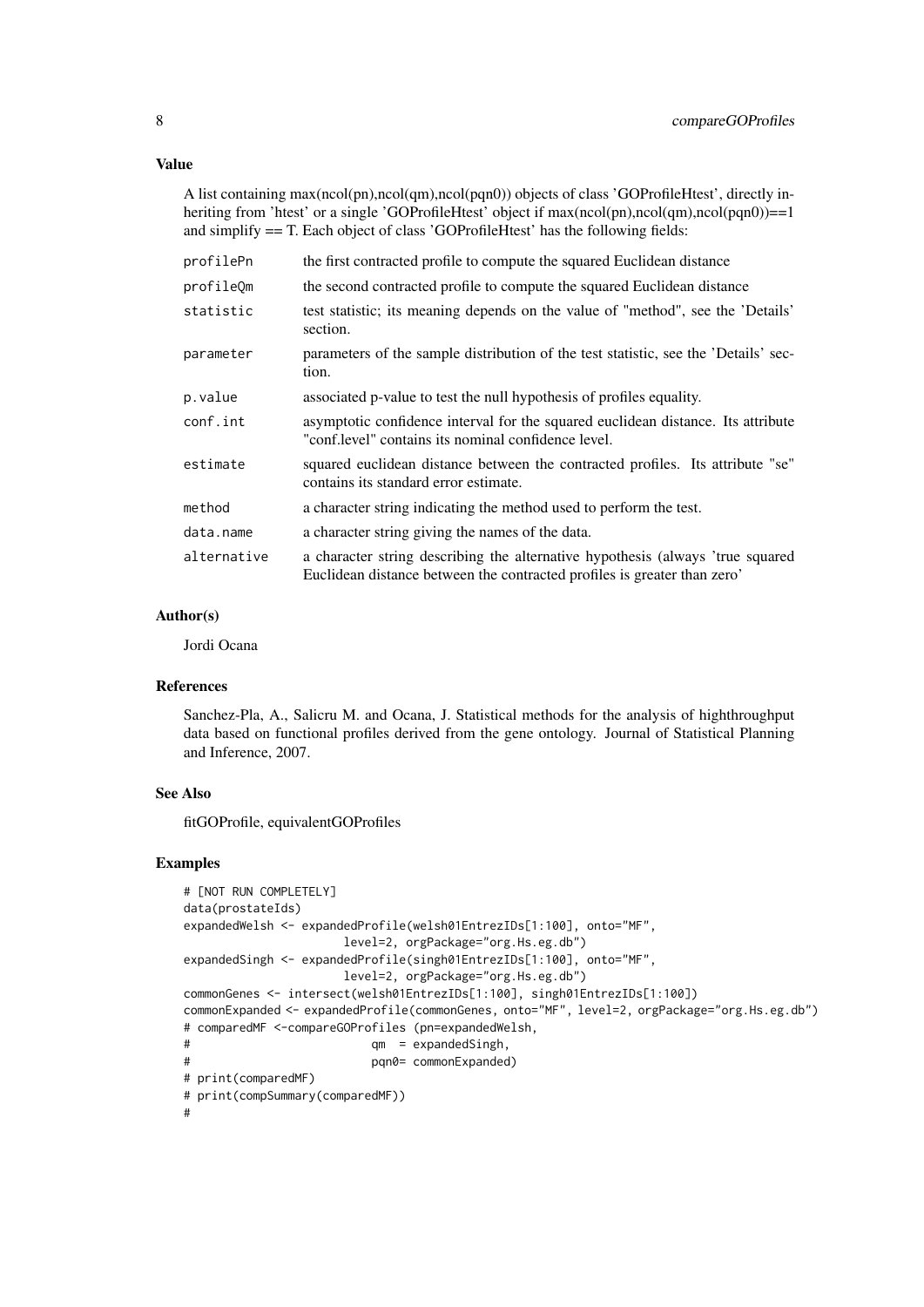### Value

A list containing max(ncol(pn),ncol(qm),ncol(pqn0)) objects of class 'GOProfileHtest', directly inheriting from 'htest' or a single 'GOProfileHtest' object if max(ncol(pn),ncol(qm),ncol(pqn0))==1 and simplify == T. Each object of class 'GOProfileHtest' has the following fields:

| | |
|---|---|
| `profilePn` | the first contracted profile to compute the squared Euclidean distance |
| `profileQm` | the second contracted profile to compute the squared Euclidean distance |
| `statistic` | test statistic; its meaning depends on the value of "method", see the 'Details' section. |
| `parameter` | parameters of the sample distribution of the test statistic, see the 'Details' section. |
| `p.value` | associated p-value to test the null hypothesis of profiles equality. |
| `conf.int` | asymptotic confidence interval for the squared euclidean distance. Its attribute "conf.level" contains its nominal confidence level. |
| `estimate` | squared euclidean distance between the contracted profiles. Its attribute "se" contains its standard error estimate. |
| `method` | a character string indicating the method used to perform the test. |
| `data.name` | a character string giving the names of the data. |
| `alternative` | a character string describing the alternative hypothesis (always 'true squared Euclidean distance between the contracted profiles is greater than zero' |

### Author(s)

Jordi Ocana

### References

Sanchez-Pla, A., Salicru M. and Ocana, J. Statistical methods for the analysis of highthroughput data based on functional profiles derived from the gene ontology. Journal of Statistical Planning and Inference, 2007.

### See Also

fitGOProfile, equivalentGOProfiles

### Examples

```
# [NOT RUN COMPLETELY]
data(prostateIds)
expandedWelsh <- expandedProfile(welsh01EntrezIDs[1:100], onto="MF",
                     level=2, orgPackage="org.Hs.eg.db")
expandedSingh <- expandedProfile(singh01EntrezIDs[1:100], onto="MF",
                     level=2, orgPackage="org.Hs.eg.db")
commonGenes <- intersect(welsh01EntrezIDs[1:100], singh01EntrezIDs[1:100])
commonExpanded <- expandedProfile(commonGenes, onto="MF", level=2, orgPackage="org.Hs.eg.db")
# comparedMF <-compareGOProfiles (pn=expandedWelsh,
#                          qm  = expandedSingh,
#                          pqn0= commonExpanded)
# print(comparedMF)
# print(compSummary(comparedMF))
#
```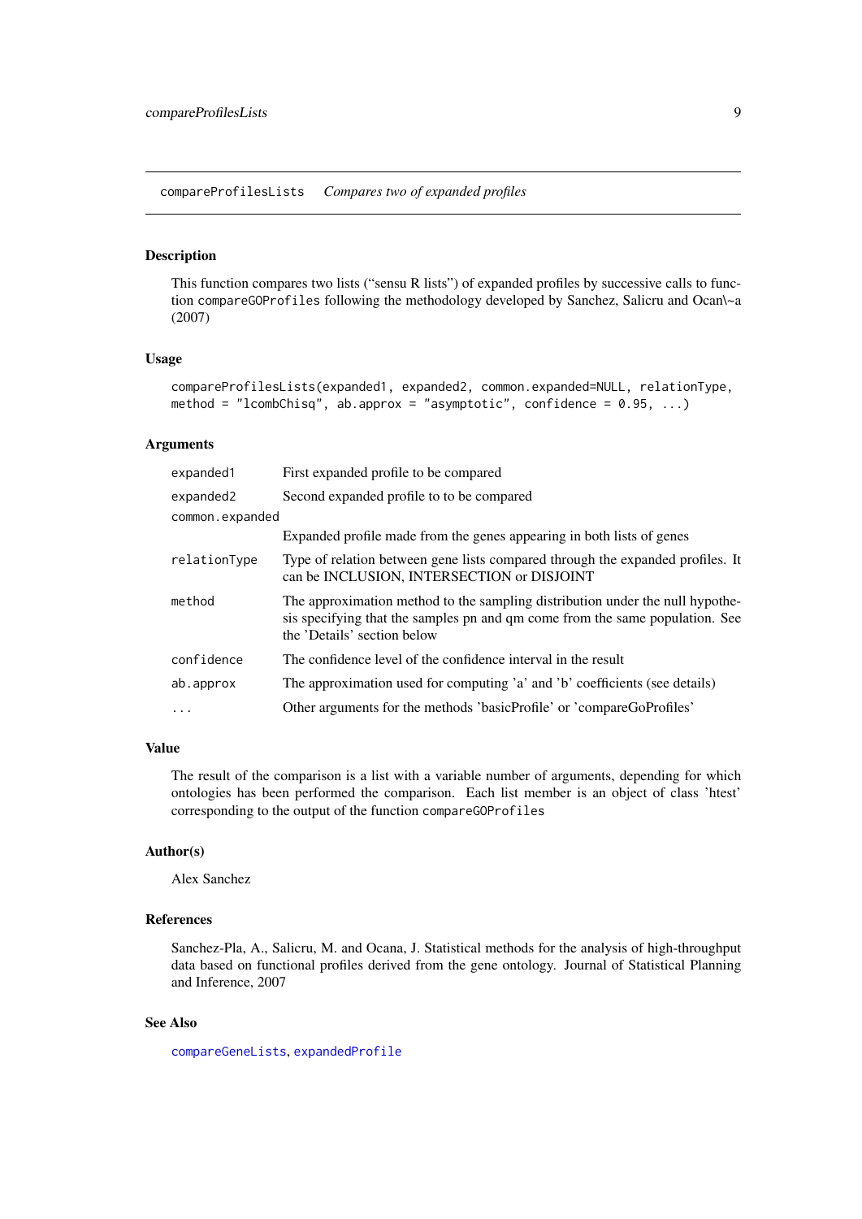## compareProfilesLists — *Compares two of expanded profiles*

### Description

This function compares two lists ("sensu R lists") of expanded profiles by successive calls to function `compareGOProfiles` following the methodology developed by Sanchez, Salicru and Ocan\~a (2007)

### Usage

```
compareProfilesLists(expanded1, expanded2, common.expanded=NULL, relationType,
method = "lcombChisq", ab.approx = "asymptotic", confidence = 0.95, ...)
```

### Arguments

| | |
|---|---|
| `expanded1` | First expanded profile to be compared |
| `expanded2` | Second expanded profile to to be compared |
| `common.expanded` | Expanded profile made from the genes appearing in both lists of genes |
| `relationType` | Type of relation between gene lists compared through the expanded profiles. It can be INCLUSION, INTERSECTION or DISJOINT |
| `method` | The approximation method to the sampling distribution under the null hypothesis specifying that the samples pn and qm come from the same population. See the 'Details' section below |
| `confidence` | The confidence level of the confidence interval in the result |
| `ab.approx` | The approximation used for computing 'a' and 'b' coefficients (see details) |
| `...` | Other arguments for the methods 'basicProfile' or 'compareGoProfiles' |

### Value

The result of the comparison is a list with a variable number of arguments, depending for which ontologies has been performed the comparison. Each list member is an object of class 'htest' corresponding to the output of the function `compareGOProfiles`

### Author(s)

Alex Sanchez

### References

Sanchez-Pla, A., Salicru, M. and Ocana, J. Statistical methods for the analysis of high-throughput data based on functional profiles derived from the gene ontology. Journal of Statistical Planning and Inference, 2007

### See Also

`compareGeneLists`, `expandedProfile`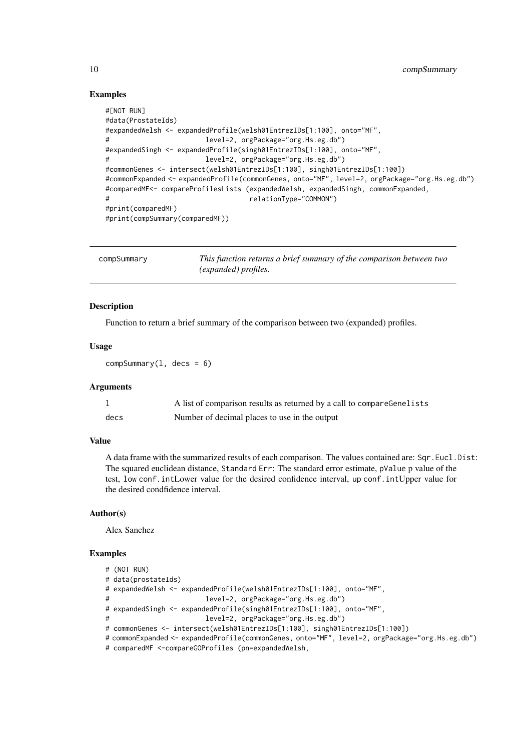### Examples

```
#[NOT RUN]
#data(ProstateIds)
#expandedWelsh <- expandedProfile(welsh01EntrezIDs[1:100], onto="MF",
#                       level=2, orgPackage="org.Hs.eg.db")
#expandedSingh <- expandedProfile(singh01EntrezIDs[1:100], onto="MF",
#                       level=2, orgPackage="org.Hs.eg.db")
#commonGenes <- intersect(welsh01EntrezIDs[1:100], singh01EntrezIDs[1:100])
#commonExpanded <- expandedProfile(commonGenes, onto="MF", level=2, orgPackage="org.Hs.eg.db")
#comparedMF<- compareProfilesLists (expandedWelsh, expandedSingh, commonExpanded,
#                                 relationType="COMMON")
#print(comparedMF)
#print(compSummary(comparedMF))
```

---

## compSummary — *This function returns a brief summary of the comparison between two (expanded) profiles.*

---

### Description

Function to return a brief summary of the comparison between two (expanded) profiles.

### Usage

```
compSummary(l, decs = 6)
```

### Arguments

| | |
|---|---|
| `l` | A list of comparison results as returned by a call to `compareGenelists` |
| `decs` | Number of decimal places to use in the output |

### Value

A data frame with the summarized results of each comparison. The values contained are: `Sqr.Eucl.Dist`: The squared euclidean distance, `Standard Err`: The standard error estimate, `pValue` p value of the test, `low conf.int`Lower value for the desired confidence interval, `up conf.int`Upper value for the desired condfidence interval.

### Author(s)

Alex Sanchez

### Examples

```
# (NOT RUN)
# data(prostateIds)
# expandedWelsh <- expandedProfile(welsh01EntrezIDs[1:100], onto="MF",
#                       level=2, orgPackage="org.Hs.eg.db")
# expandedSingh <- expandedProfile(singh01EntrezIDs[1:100], onto="MF",
#                       level=2, orgPackage="org.Hs.eg.db")
# commonGenes <- intersect(welsh01EntrezIDs[1:100], singh01EntrezIDs[1:100])
# commonExpanded <- expandedProfile(commonGenes, onto="MF", level=2, orgPackage="org.Hs.eg.db")
# comparedMF <-compareGOProfiles (pn=expandedWelsh,
```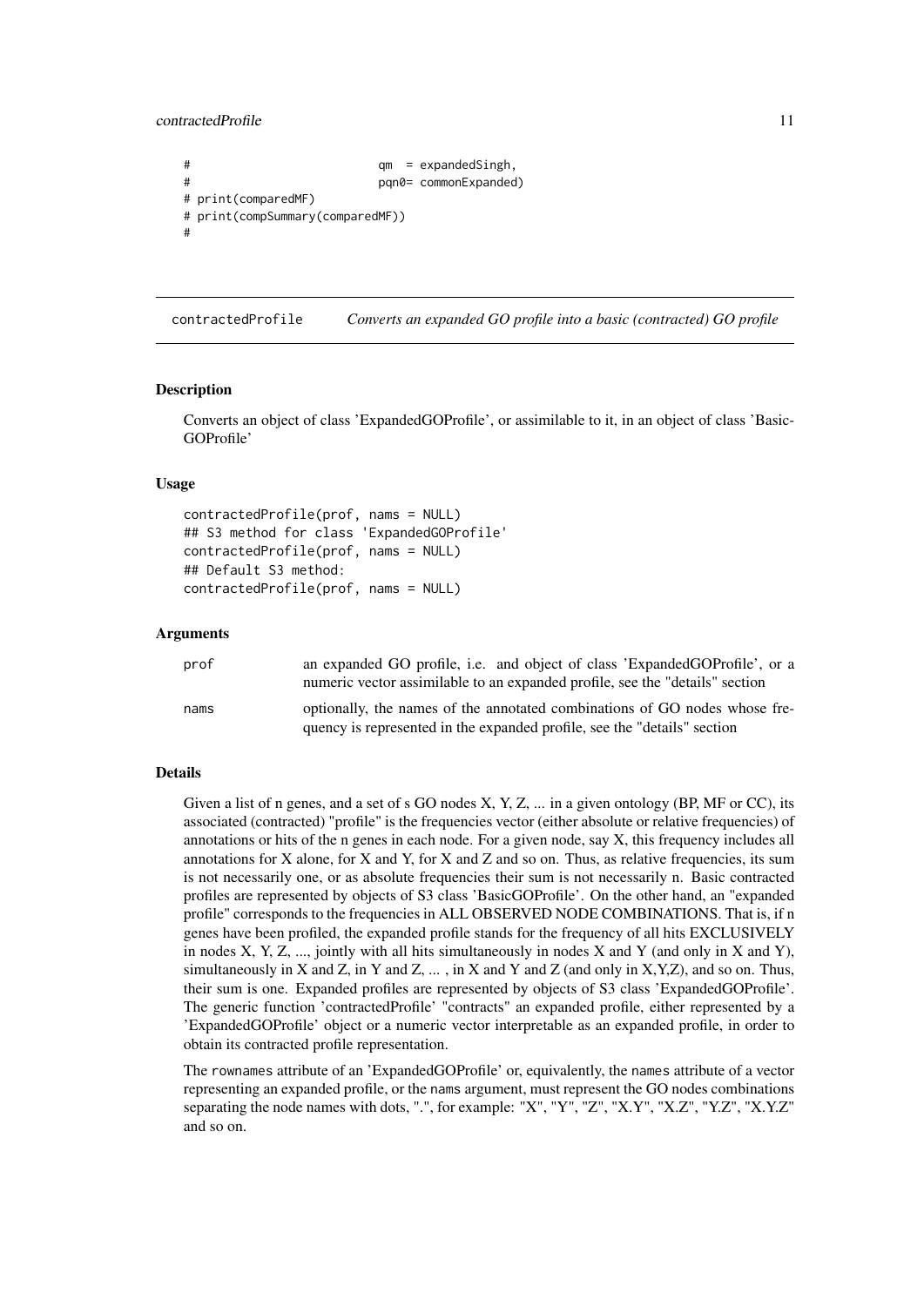```
#                          qm  = expandedSingh,
#                          pqn0= commonExpanded)
# print(comparedMF)
# print(compSummary(comparedMF))
#
```

## contractedProfile — *Converts an expanded GO profile into a basic (contracted) GO profile*

### Description

Converts an object of class 'ExpandedGOProfile', or assimilable to it, in an object of class 'BasicGOProfile'

### Usage

```
contractedProfile(prof, nams = NULL)
## S3 method for class 'ExpandedGOProfile'
contractedProfile(prof, nams = NULL)
## Default S3 method:
contractedProfile(prof, nams = NULL)
```

### Arguments

| | |
|---|---|
| prof | an expanded GO profile, i.e. and object of class 'ExpandedGOProfile', or a numeric vector assimilable to an expanded profile, see the "details" section |
| nams | optionally, the names of the annotated combinations of GO nodes whose frequency is represented in the expanded profile, see the "details" section |

### Details

Given a list of n genes, and a set of s GO nodes X, Y, Z, ... in a given ontology (BP, MF or CC), its associated (contracted) "profile" is the frequencies vector (either absolute or relative frequencies) of annotations or hits of the n genes in each node. For a given node, say X, this frequency includes all annotations for X alone, for X and Y, for X and Z and so on. Thus, as relative frequencies, its sum is not necessarily one, or as absolute frequencies their sum is not necessarily n. Basic contracted profiles are represented by objects of S3 class 'BasicGOProfile'. On the other hand, an "expanded profile" corresponds to the frequencies in ALL OBSERVED NODE COMBINATIONS. That is, if n genes have been profiled, the expanded profile stands for the frequency of all hits EXCLUSIVELY in nodes X, Y, Z, ..., jointly with all hits simultaneously in nodes X and Y (and only in X and Y), simultaneously in X and Z, in Y and Z, ... , in X and Y and Z (and only in X,Y,Z), and so on. Thus, their sum is one. Expanded profiles are represented by objects of S3 class 'ExpandedGOProfile'. The generic function 'contractedProfile' "contracts" an expanded profile, either represented by a 'ExpandedGOProfile' object or a numeric vector interpretable as an expanded profile, in order to obtain its contracted profile representation.

The `rownames` attribute of an 'ExpandedGOProfile' or, equivalently, the `names` attribute of a vector representing an expanded profile, or the `nams` argument, must represent the GO nodes combinations separating the node names with dots, ".", for example: "X", "Y", "Z", "X.Y", "X.Z", "Y.Z", "X.Y.Z" and so on.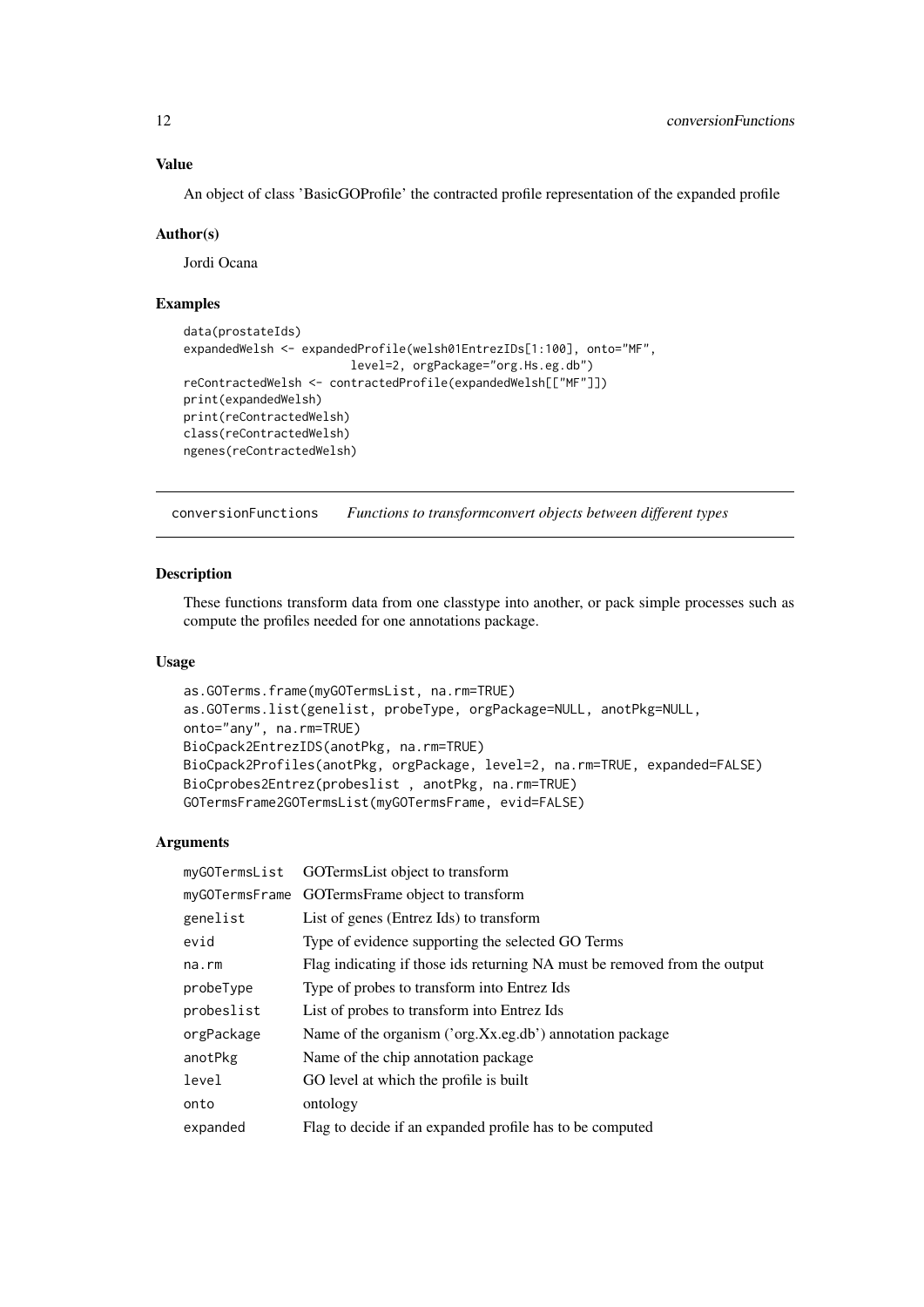### Value

An object of class 'BasicGOProfile' the contracted profile representation of the expanded profile

### Author(s)

Jordi Ocana

### Examples

```
data(prostateIds)
expandedWelsh <- expandedProfile(welsh01EntrezIDs[1:100], onto="MF",
                        level=2, orgPackage="org.Hs.eg.db")
reContractedWelsh <- contractedProfile(expandedWelsh[["MF"]])
print(expandedWelsh)
print(reContractedWelsh)
class(reContractedWelsh)
ngenes(reContractedWelsh)
```

---

## conversionFunctions — *Functions to transformconvert objects between different types*

### Description

These functions transform data from one classtype into another, or pack simple processes such as compute the profiles needed for one annotations package.

### Usage

```
as.GOTerms.frame(myGOTermsList, na.rm=TRUE)
as.GOTerms.list(genelist, probeType, orgPackage=NULL, anotPkg=NULL,
onto="any", na.rm=TRUE)
BioCpack2EntrezIDS(anotPkg, na.rm=TRUE)
BioCpack2Profiles(anotPkg, orgPackage, level=2, na.rm=TRUE, expanded=FALSE)
BioCprobes2Entrez(probeslist , anotPkg, na.rm=TRUE)
GOTermsFrame2GOTermsList(myGOTermsFrame, evid=FALSE)
```

### Arguments

| | |
|---|---|
| myGOTermsList | GOTermsList object to transform |
| myGOTermsFrame | GOTermsFrame object to transform |
| genelist | List of genes (Entrez Ids) to transform |
| evid | Type of evidence supporting the selected GO Terms |
| na.rm | Flag indicating if those ids returning NA must be removed from the output |
| probeType | Type of probes to transform into Entrez Ids |
| probeslist | List of probes to transform into Entrez Ids |
| orgPackage | Name of the organism ('org.Xx.eg.db') annotation package |
| anotPkg | Name of the chip annotation package |
| level | GO level at which the profile is built |
| onto | ontology |
| expanded | Flag to decide if an expanded profile has to be computed |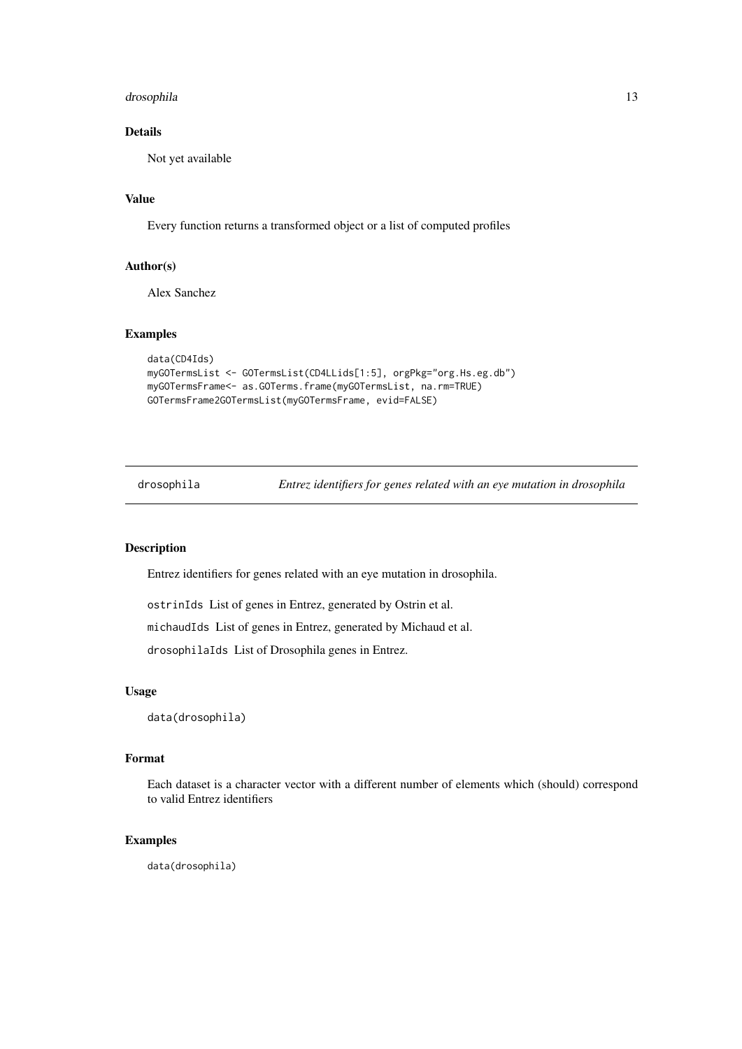### Details

Not yet available

### Value

Every function returns a transformed object or a list of computed profiles

### Author(s)

Alex Sanchez

### Examples

```
data(CD4Ids)
myGOTermsList <- GOTermsList(CD4LLids[1:5], orgPkg="org.Hs.eg.db")
myGOTermsFrame<- as.GOTerms.frame(myGOTermsList, na.rm=TRUE)
GOTermsFrame2GOTermsList(myGOTermsFrame, evid=FALSE)
```

---

## drosophila — *Entrez identifiers for genes related with an eye mutation in drosophila*

### Description

Entrez identifiers for genes related with an eye mutation in drosophila.

`ostrinIds` List of genes in Entrez, generated by Ostrin et al.

`michaudIds` List of genes in Entrez, generated by Michaud et al.

`drosophilaIds` List of Drosophila genes in Entrez.

### Usage

```
data(drosophila)
```

### Format

Each dataset is a character vector with a different number of elements which (should) correspond to valid Entrez identifiers

### Examples

```
data(drosophila)
```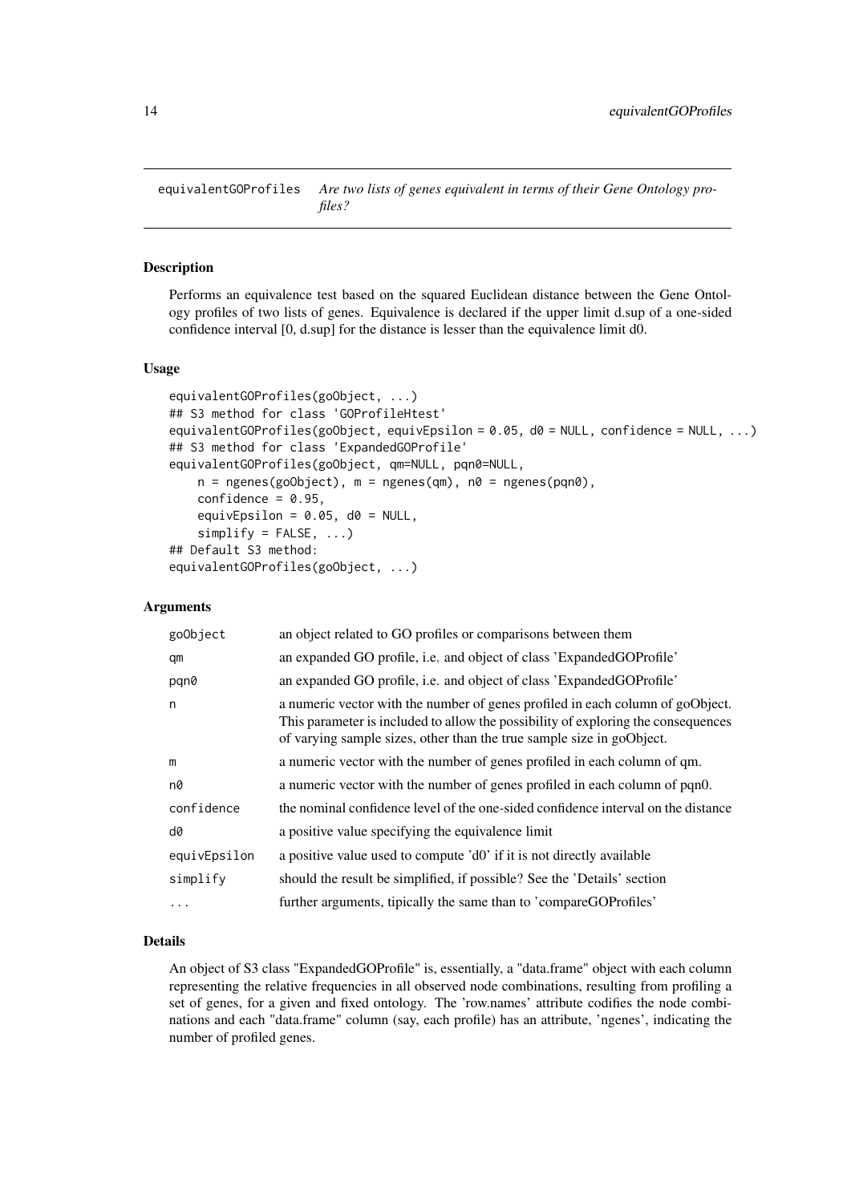## equivalentGOProfiles — *Are two lists of genes equivalent in terms of their Gene Ontology profiles?*

### Description

Performs an equivalence test based on the squared Euclidean distance between the Gene Ontology profiles of two lists of genes. Equivalence is declared if the upper limit d.sup of a one-sided confidence interval [0, d.sup] for the distance is lesser than the equivalence limit d0.

### Usage

```
equivalentGOProfiles(goObject, ...)
## S3 method for class 'GOProfileHtest'
equivalentGOProfiles(goObject, equivEpsilon = 0.05, d0 = NULL, confidence = NULL, ...)
## S3 method for class 'ExpandedGOProfile'
equivalentGOProfiles(goObject, qm=NULL, pqn0=NULL,
    n = ngenes(goObject), m = ngenes(qm), n0 = ngenes(pqn0),
    confidence = 0.95,
    equivEpsilon = 0.05, d0 = NULL,
    simplify = FALSE, ...)
## Default S3 method:
equivalentGOProfiles(goObject, ...)
```

### Arguments

| | |
|---|---|
| goObject | an object related to GO profiles or comparisons between them |
| qm | an expanded GO profile, i.e. and object of class 'ExpandedGOProfile' |
| pqn0 | an expanded GO profile, i.e. and object of class 'ExpandedGOProfile' |
| n | a numeric vector with the number of genes profiled in each column of goObject. This parameter is included to allow the possibility of exploring the consequences of varying sample sizes, other than the true sample size in goObject. |
| m | a numeric vector with the number of genes profiled in each column of qm. |
| n0 | a numeric vector with the number of genes profiled in each column of pqn0. |
| confidence | the nominal confidence level of the one-sided confidence interval on the distance |
| d0 | a positive value specifying the equivalence limit |
| equivEpsilon | a positive value used to compute 'd0' if it is not directly available |
| simplify | should the result be simplified, if possible? See the 'Details' section |
| ... | further arguments, tipically the same than to 'compareGOProfiles' |

### Details

An object of S3 class "ExpandedGOProfile" is, essentially, a "data.frame" object with each column representing the relative frequencies in all observed node combinations, resulting from profiling a set of genes, for a given and fixed ontology. The 'row.names' attribute codifies the node combinations and each "data.frame" column (say, each profile) has an attribute, 'ngenes', indicating the number of profiled genes.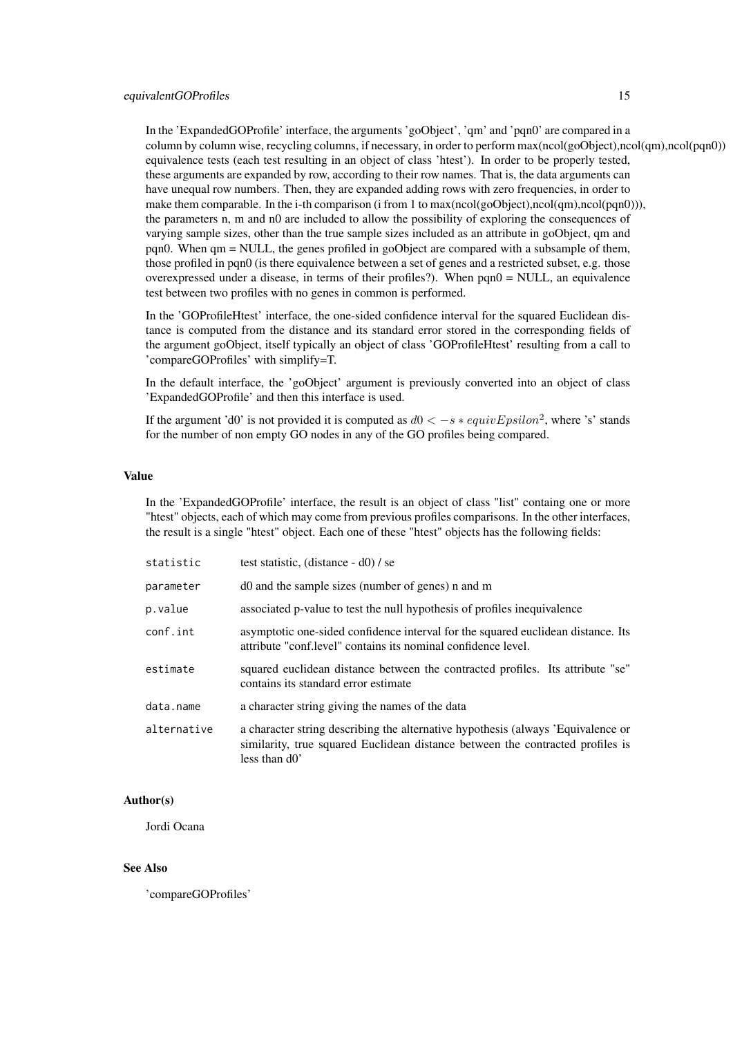In the 'ExpandedGOProfile' interface, the arguments 'goObject', 'qm' and 'pqn0' are compared in a column by column wise, recycling columns, if necessary, in order to perform max(ncol(goObject),ncol(qm),ncol(pqn0)) equivalence tests (each test resulting in an object of class 'htest'). In order to be properly tested, these arguments are expanded by row, according to their row names. That is, the data arguments can have unequal row numbers. Then, they are expanded adding rows with zero frequencies, in order to make them comparable. In the i-th comparison (i from 1 to max(ncol(goObject),ncol(qm),ncol(pqn0))), the parameters n, m and n0 are included to allow the possibility of exploring the consequences of varying sample sizes, other than the true sample sizes included as an attribute in goObject, qm and pqn0. When qm = NULL, the genes profiled in goObject are compared with a subsample of them, those profiled in pqn0 (is there equivalence between a set of genes and a restricted subset, e.g. those overexpressed under a disease, in terms of their profiles?). When pqn0 = NULL, an equivalence test between two profiles with no genes in common is performed.

In the 'GOProfileHtest' interface, the one-sided confidence interval for the squared Euclidean distance is computed from the distance and its standard error stored in the corresponding fields of the argument goObject, itself typically an object of class 'GOProfileHtest' resulting from a call to 'compareGOProfiles' with simplify=T.

In the default interface, the 'goObject' argument is previously converted into an object of class 'ExpandedGOProfile' and then this interface is used.

If the argument 'd0' is not provided it is computed as $d0 < -s * equivEpsilon^2$, where 's' stands for the number of non empty GO nodes in any of the GO profiles being compared.

## Value

In the 'ExpandedGOProfile' interface, the result is an object of class "list" containg one or more "htest" objects, each of which may come from previous profiles comparisons. In the other interfaces, the result is a single "htest" object. Each one of these "htest" objects has the following fields:

| | |
|---|---|
| `statistic` | test statistic, (distance - d0) / se |
| `parameter` | d0 and the sample sizes (number of genes) n and m |
| `p.value` | associated p-value to test the null hypothesis of profiles inequivalence |
| `conf.int` | asymptotic one-sided confidence interval for the squared euclidean distance. Its attribute "conf.level" contains its nominal confidence level. |
| `estimate` | squared euclidean distance between the contracted profiles. Its attribute "se" contains its standard error estimate |
| `data.name` | a character string giving the names of the data |
| `alternative` | a character string describing the alternative hypothesis (always 'Equivalence or similarity, true squared Euclidean distance between the contracted profiles is less than d0' |

## Author(s)

Jordi Ocana

## See Also

'compareGOProfiles'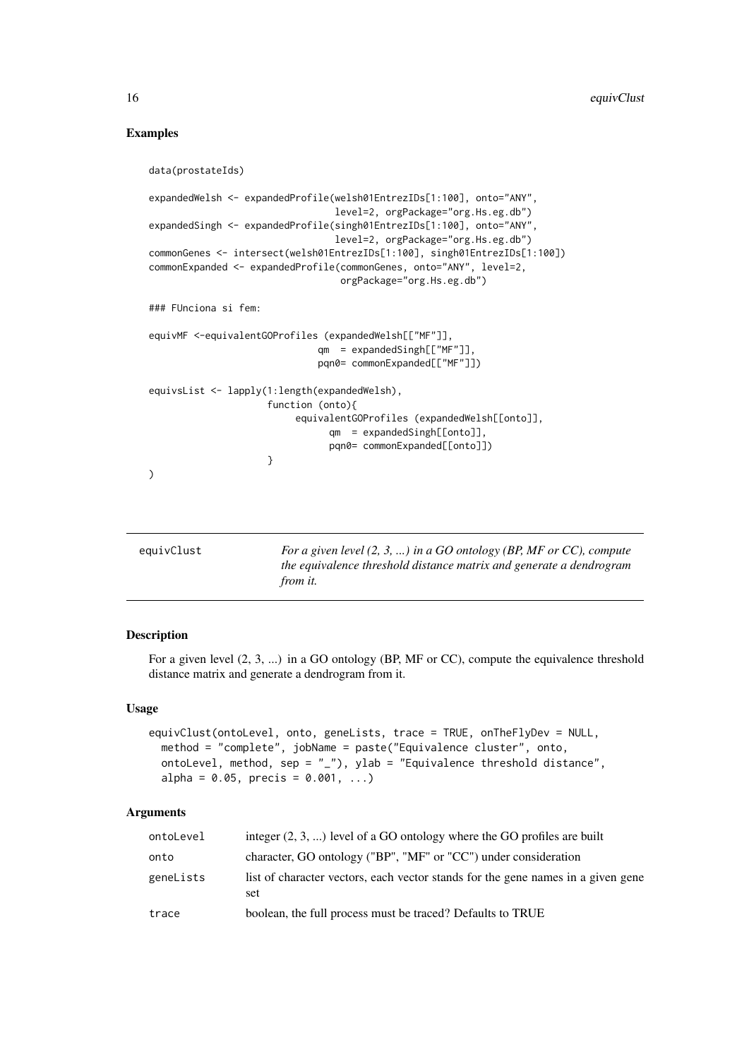### Examples

```
data(prostateIds)

expandedWelsh <- expandedProfile(welsh01EntrezIDs[1:100], onto="ANY",
                                 level=2, orgPackage="org.Hs.eg.db")
expandedSingh <- expandedProfile(singh01EntrezIDs[1:100], onto="ANY",
                                 level=2, orgPackage="org.Hs.eg.db")
commonGenes <- intersect(welsh01EntrezIDs[1:100], singh01EntrezIDs[1:100])
commonExpanded <- expandedProfile(commonGenes, onto="ANY", level=2,
                                  orgPackage="org.Hs.eg.db")

### FUnciona si fem:

equivMF <-equivalentGOProfiles (expandedWelsh[["MF"]],
                               qm  = expandedSingh[["MF"]],
                               pqn0= commonExpanded[["MF"]])

equivsList <- lapply(1:length(expandedWelsh),
                     function (onto){
                          equivalentGOProfiles (expandedWelsh[[onto]],
                                qm  = expandedSingh[[onto]],
                                pqn0= commonExpanded[[onto]])
                     }
)
```

---

## equivClust

*For a given level (2, 3, ...) in a GO ontology (BP, MF or CC), compute the equivalence threshold distance matrix and generate a dendrogram from it.*

### Description

For a given level (2, 3, ...) in a GO ontology (BP, MF or CC), compute the equivalence threshold distance matrix and generate a dendrogram from it.

### Usage

```
equivClust(ontoLevel, onto, geneLists, trace = TRUE, onTheFlyDev = NULL,
  method = "complete", jobName = paste("Equivalence cluster", onto,
  ontoLevel, method, sep = "_"), ylab = "Equivalence threshold distance",
  alpha = 0.05, precis = 0.001, ...)
```

### Arguments

| | |
|---|---|
| ontoLevel | integer (2, 3, ...) level of a GO ontology where the GO profiles are built |
| onto | character, GO ontology ("BP", "MF" or "CC") under consideration |
| geneLists | list of character vectors, each vector stands for the gene names in a given gene set |
| trace | boolean, the full process must be traced? Defaults to TRUE |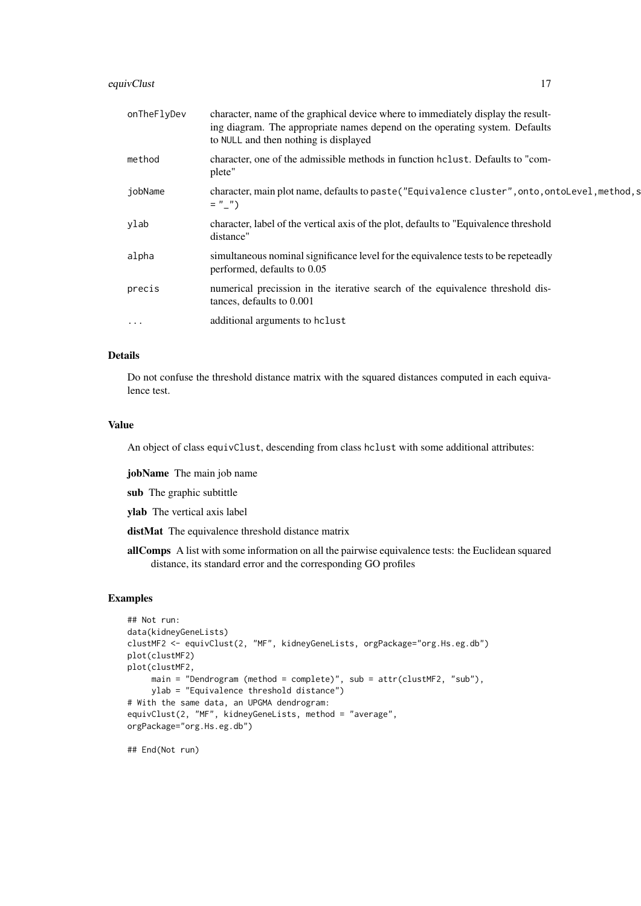| | |
|---|---|
| onTheFlyDev | character, name of the graphical device where to immediately display the resulting diagram. The appropriate names depend on the operating system. Defaults to NULL and then nothing is displayed |
| method | character, one of the admissible methods in function hclust. Defaults to "complete" |
| jobName | character, main plot name, defaults to paste("Equivalence cluster",onto,ontoLevel,method,s = "_") |
| ylab | character, label of the vertical axis of the plot, defaults to "Equivalence threshold distance" |
| alpha | simultaneous nominal significance level for the equivalence tests to be repeteadly performed, defaults to 0.05 |
| precis | numerical precission in the iterative search of the equivalence threshold distances, defaults to 0.001 |
| ... | additional arguments to hclust |

## Details

Do not confuse the threshold distance matrix with the squared distances computed in each equivalence test.

## Value

An object of class equivClust, descending from class hclust with some additional attributes:

**jobName** The main job name

**sub** The graphic subtittle

**ylab** The vertical axis label

**distMat** The equivalence threshold distance matrix

**allComps** A list with some information on all the pairwise equivalence tests: the Euclidean squared distance, its standard error and the corresponding GO profiles

## Examples

```
## Not run:
data(kidneyGeneLists)
clustMF2 <- equivClust(2, "MF", kidneyGeneLists, orgPackage="org.Hs.eg.db")
plot(clustMF2)
plot(clustMF2,
     main = "Dendrogram (method = complete)", sub = attr(clustMF2, "sub"),
     ylab = "Equivalence threshold distance")
# With the same data, an UPGMA dendrogram:
equivClust(2, "MF", kidneyGeneLists, method = "average",
orgPackage="org.Hs.eg.db")

## End(Not run)
```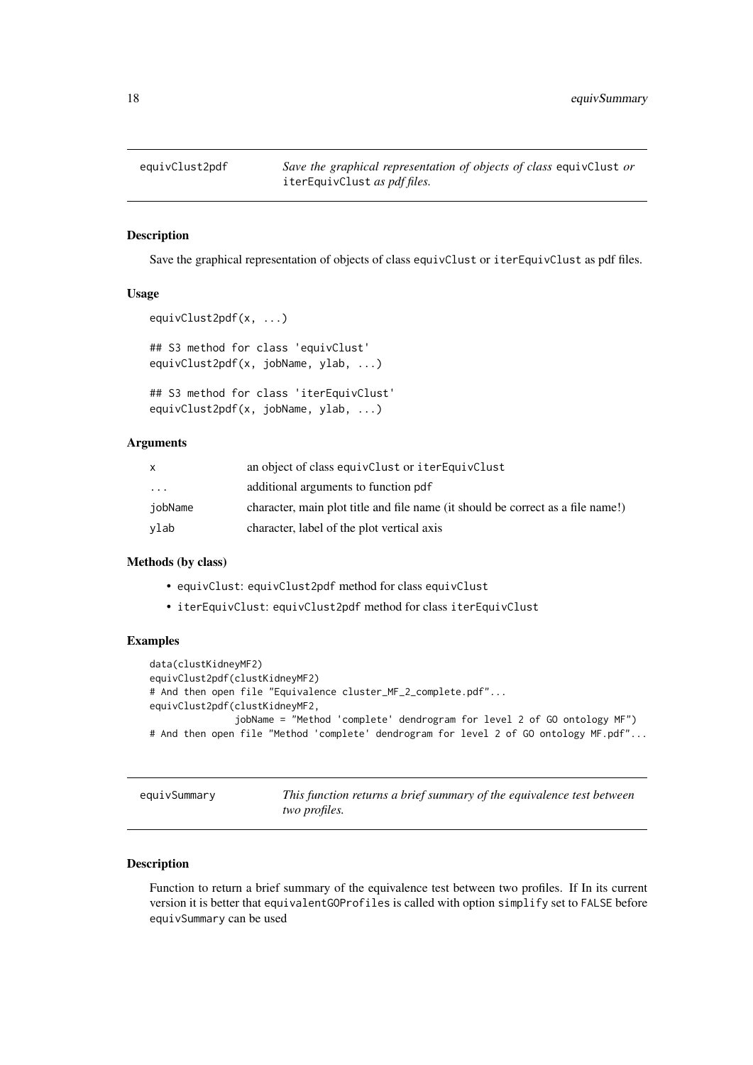## equivClust2pdf

*Save the graphical representation of objects of class* `equivClust` *or* `iterEquivClust` *as pdf files.*

### Description

Save the graphical representation of objects of class `equivClust` or `iterEquivClust` as pdf files.

### Usage

```
equivClust2pdf(x, ...)

## S3 method for class 'equivClust'
equivClust2pdf(x, jobName, ylab, ...)

## S3 method for class 'iterEquivClust'
equivClust2pdf(x, jobName, ylab, ...)
```

### Arguments

| | |
|---|---|
| `x` | an object of class `equivClust` or `iterEquivClust` |
| `...` | additional arguments to function `pdf` |
| `jobName` | character, main plot title and file name (it should be correct as a file name!) |
| `ylab` | character, label of the plot vertical axis |

### Methods (by class)

- `equivClust`: `equivClust2pdf` method for class `equivClust`
- `iterEquivClust`: `equivClust2pdf` method for class `iterEquivClust`

### Examples

```
data(clustKidneyMF2)
equivClust2pdf(clustKidneyMF2)
# And then open file "Equivalence cluster_MF_2_complete.pdf"...
equivClust2pdf(clustKidneyMF2,
               jobName = "Method 'complete' dendrogram for level 2 of GO ontology MF")
# And then open file "Method 'complete' dendrogram for level 2 of GO ontology MF.pdf"...
```

## equivSummary

*This function returns a brief summary of the equivalence test between two profiles.*

### Description

Function to return a brief summary of the equivalence test between two profiles. If In its current version it is better that `equivalentGOProfiles` is called with option `simplify` set to `FALSE` before `equivSummary` can be used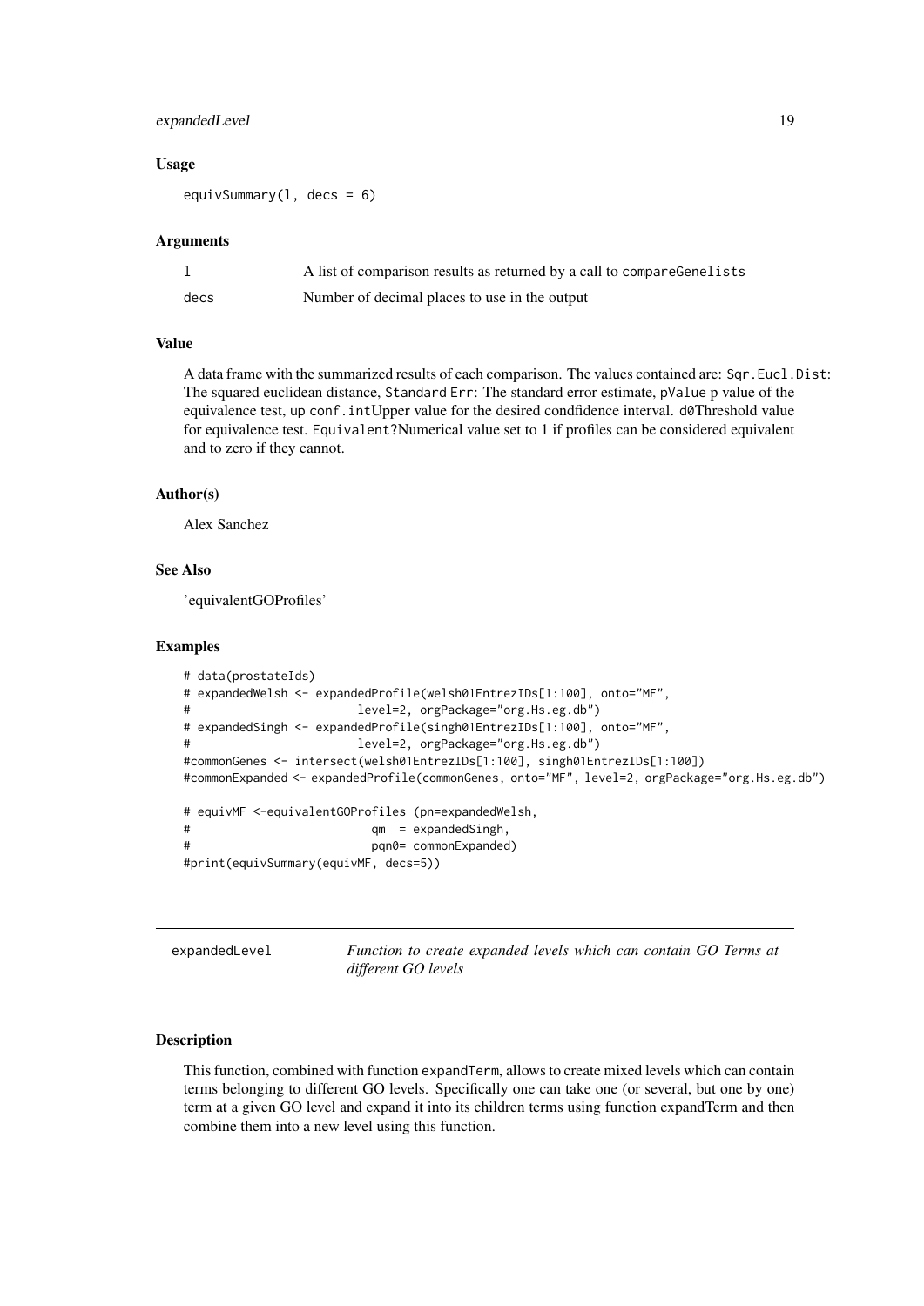### Usage

```
equivSummary(l, decs = 6)
```

### Arguments

| | |
|---|---|
| l | A list of comparison results as returned by a call to compareGenelists |
| decs | Number of decimal places to use in the output |

### Value

A data frame with the summarized results of each comparison. The values contained are: Sqr.Eucl.Dist: The squared euclidean distance, Standard Err: The standard error estimate, pValue p value of the equivalence test, up conf.intUpper value for the desired condfidence interval. d0Threshold value for equivalence test. Equivalent?Numerical value set to 1 if profiles can be considered equivalent and to zero if they cannot.

### Author(s)

Alex Sanchez

### See Also

'equivalentGOProfiles'

### Examples

```
# data(prostateIds)
# expandedWelsh <- expandedProfile(welsh01EntrezIDs[1:100], onto="MF",
#                         level=2, orgPackage="org.Hs.eg.db")
# expandedSingh <- expandedProfile(singh01EntrezIDs[1:100], onto="MF",
#                         level=2, orgPackage="org.Hs.eg.db")
#commonGenes <- intersect(welsh01EntrezIDs[1:100], singh01EntrezIDs[1:100])
#commonExpanded <- expandedProfile(commonGenes, onto="MF", level=2, orgPackage="org.Hs.eg.db")

# equivMF <-equivalentGOProfiles (pn=expandedWelsh,
#                          qm  = expandedSingh,
#                          pqn0= commonExpanded)
#print(equivSummary(equivMF, decs=5))
```

---

## expandedLevel — *Function to create expanded levels which can contain GO Terms at different GO levels*

### Description

This function, combined with function expandTerm, allows to create mixed levels which can contain terms belonging to different GO levels. Specifically one can take one (or several, but one by one) term at a given GO level and expand it into its children terms using function expandTerm and then combine them into a new level using this function.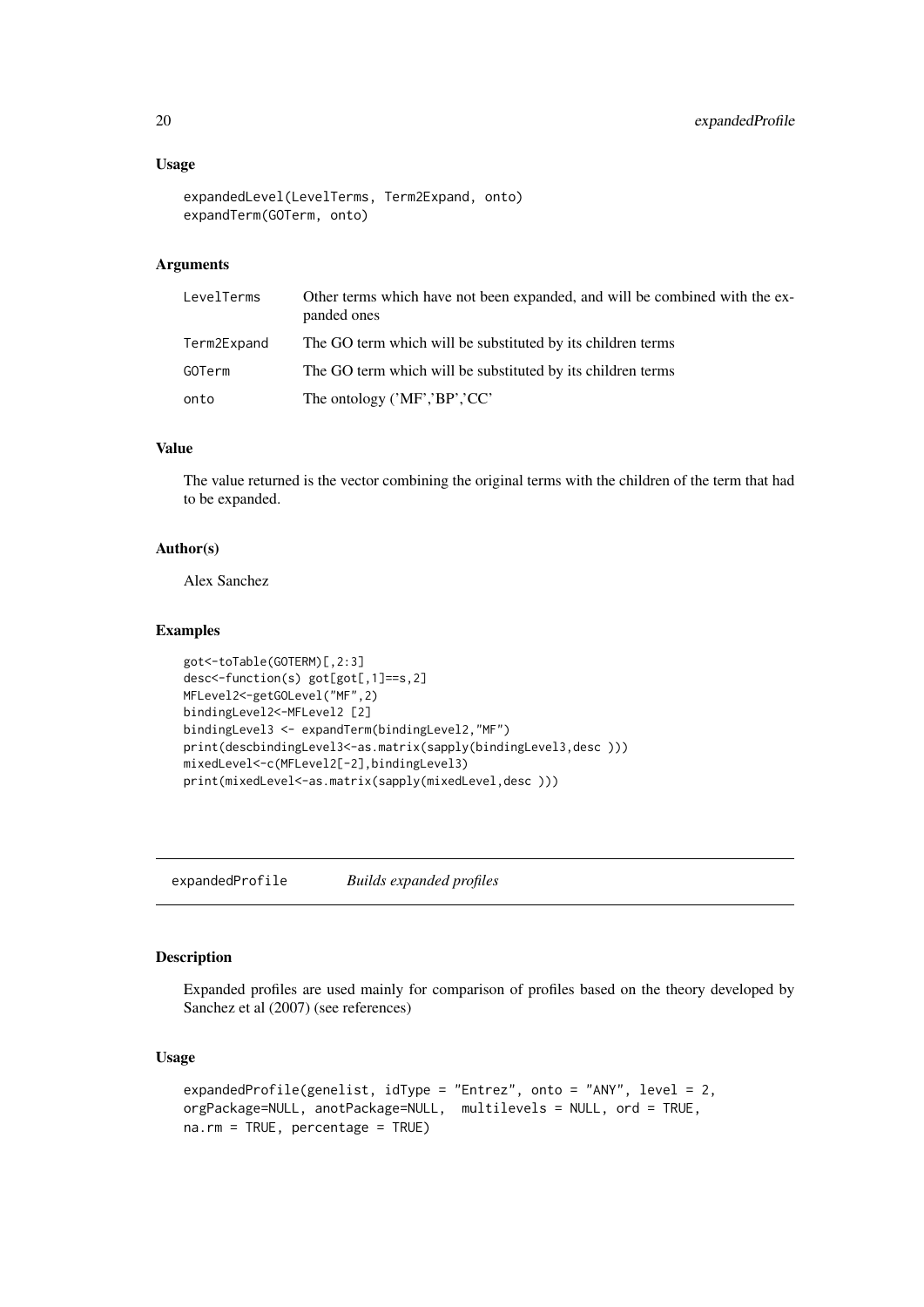### Usage

```
expandedLevel(LevelTerms, Term2Expand, onto)
expandTerm(GOTerm, onto)
```

### Arguments

| | |
|---|---|
| LevelTerms | Other terms which have not been expanded, and will be combined with the expanded ones |
| Term2Expand | The GO term which will be substituted by its children terms |
| GOTerm | The GO term which will be substituted by its children terms |
| onto | The ontology ('MF','BP','CC' |

### Value

The value returned is the vector combining the original terms with the children of the term that had to be expanded.

### Author(s)

Alex Sanchez

### Examples

```
got<-toTable(GOTERM)[,2:3]
desc<-function(s) got[got[,1]==s,2]
MFLevel2<-getGOLevel("MF",2)
bindingLevel2<-MFLevel2 [2]
bindingLevel3 <- expandTerm(bindingLevel2,"MF")
print(descbindingLevel3<-as.matrix(sapply(bindingLevel3,desc )))
mixedLevel<-c(MFLevel2[-2],bindingLevel3)
print(mixedLevel<-as.matrix(sapply(mixedLevel,desc )))
```

---

## expandedProfile *Builds expanded profiles*

### Description

Expanded profiles are used mainly for comparison of profiles based on the theory developed by Sanchez et al (2007) (see references)

### Usage

```
expandedProfile(genelist, idType = "Entrez", onto = "ANY", level = 2,
orgPackage=NULL, anotPackage=NULL,  multilevels = NULL, ord = TRUE,
na.rm = TRUE, percentage = TRUE)
```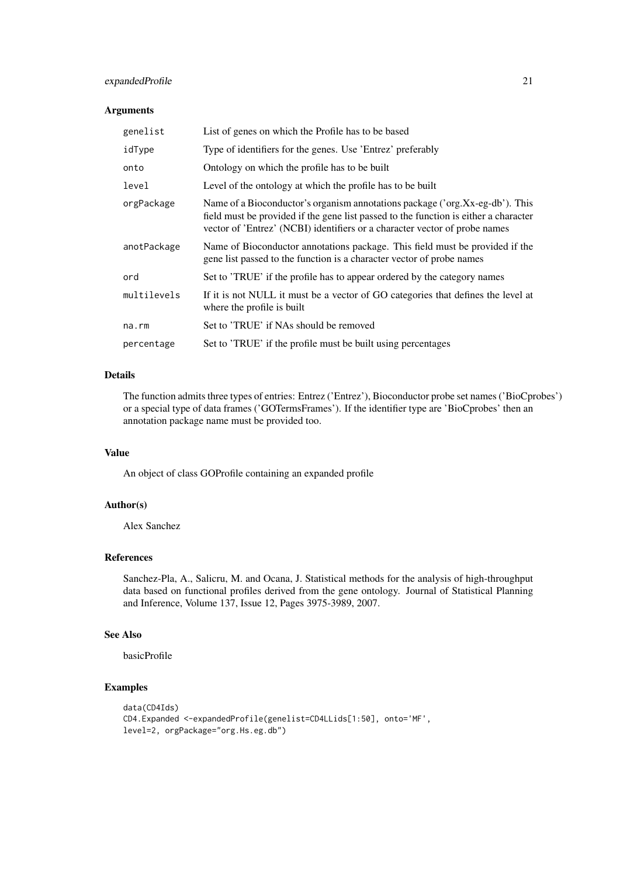### Arguments

| | |
|---|---|
| `genelist` | List of genes on which the Profile has to be based |
| `idType` | Type of identifiers for the genes. Use 'Entrez' preferably |
| `onto` | Ontology on which the profile has to be built |
| `level` | Level of the ontology at which the profile has to be built |
| `orgPackage` | Name of a Bioconductor's organism annotations package ('org.Xx-eg-db'). This field must be provided if the gene list passed to the function is either a character vector of 'Entrez' (NCBI) identifiers or a character vector of probe names |
| `anotPackage` | Name of Bioconductor annotations package. This field must be provided if the gene list passed to the function is a character vector of probe names |
| `ord` | Set to 'TRUE' if the profile has to appear ordered by the category names |
| `multilevels` | If it is not NULL it must be a vector of GO categories that defines the level at where the profile is built |
| `na.rm` | Set to 'TRUE' if NAs should be removed |
| `percentage` | Set to 'TRUE' if the profile must be built using percentages |

### Details

The function admits three types of entries: Entrez ('Entrez'), Bioconductor probe set names ('BioCprobes') or a special type of data frames ('GOTermsFrames'). If the identifier type are 'BioCprobes' then an annotation package name must be provided too.

### Value

An object of class GOProfile containing an expanded profile

### Author(s)

Alex Sanchez

### References

Sanchez-Pla, A., Salicru, M. and Ocana, J. Statistical methods for the analysis of high-throughput data based on functional profiles derived from the gene ontology. Journal of Statistical Planning and Inference, Volume 137, Issue 12, Pages 3975-3989, 2007.

### See Also

basicProfile

### Examples

```
data(CD4Ids)
CD4.Expanded <-expandedProfile(genelist=CD4LLids[1:50], onto='MF',
level=2, orgPackage="org.Hs.eg.db")
```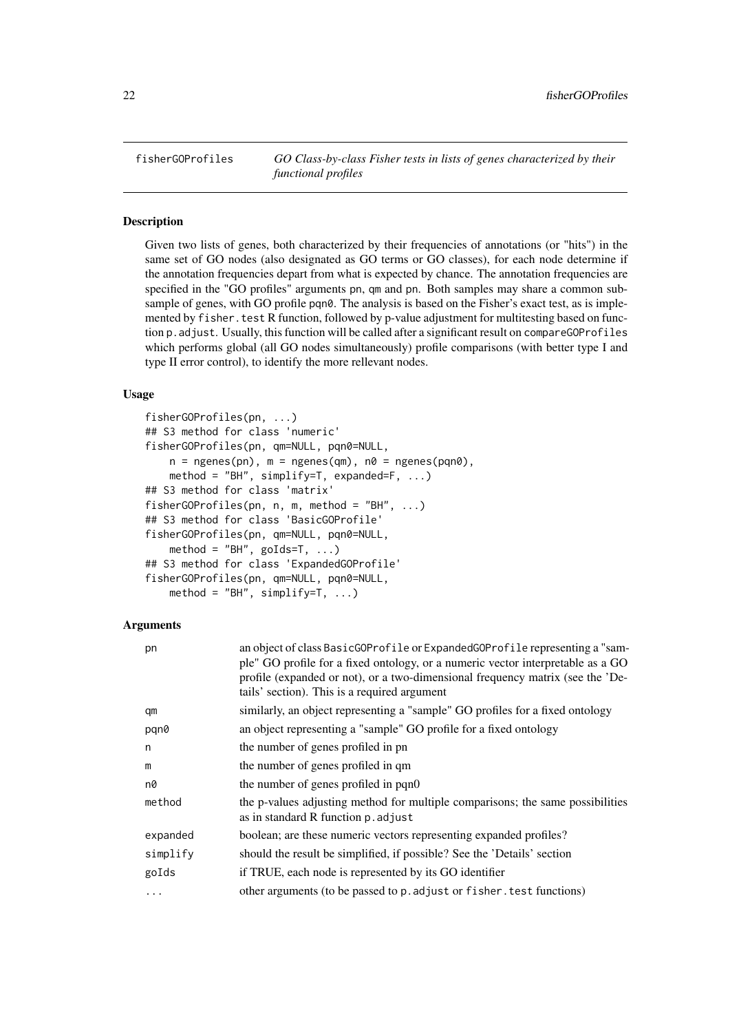fisherGOProfiles — *GO Class-by-class Fisher tests in lists of genes characterized by their functional profiles*

## Description

Given two lists of genes, both characterized by their frequencies of annotations (or "hits") in the same set of GO nodes (also designated as GO terms or GO classes), for each node determine if the annotation frequencies depart from what is expected by chance. The annotation frequencies are specified in the "GO profiles" arguments pn, qm and pn. Both samples may share a common subsample of genes, with GO profile pqn0. The analysis is based on the Fisher's exact test, as is implemented by fisher.test R function, followed by p-value adjustment for multitesting based on function p.adjust. Usually, this function will be called after a significant result on compareGOProfiles which performs global (all GO nodes simultaneously) profile comparisons (with better type I and type II error control), to identify the more rellevant nodes.

## Usage

```
fisherGOProfiles(pn, ...)
## S3 method for class 'numeric'
fisherGOProfiles(pn, qm=NULL, pqn0=NULL,
    n = ngenes(pn), m = ngenes(qm), n0 = ngenes(pqn0),
    method = "BH", simplify=T, expanded=F, ...)
## S3 method for class 'matrix'
fisherGOProfiles(pn, n, m, method = "BH", ...)
## S3 method for class 'BasicGOProfile'
fisherGOProfiles(pn, qm=NULL, pqn0=NULL,
    method = "BH", goIds=T, ...)
## S3 method for class 'ExpandedGOProfile'
fisherGOProfiles(pn, qm=NULL, pqn0=NULL,
    method = "BH", simplify=T, ...)
```

## Arguments

| | |
|---|---|
| pn | an object of class BasicGOProfile or ExpandedGOProfile representing a "sample" GO profile for a fixed ontology, or a numeric vector interpretable as a GO profile (expanded or not), or a two-dimensional frequency matrix (see the 'Details' section). This is a required argument |
| qm | similarly, an object representing a "sample" GO profiles for a fixed ontology |
| pqn0 | an object representing a "sample" GO profile for a fixed ontology |
| n | the number of genes profiled in pn |
| m | the number of genes profiled in qm |
| n0 | the number of genes profiled in pqn0 |
| method | the p-values adjusting method for multiple comparisons; the same possibilities as in standard R function p.adjust |
| expanded | boolean; are these numeric vectors representing expanded profiles? |
| simplify | should the result be simplified, if possible? See the 'Details' section |
| goIds | if TRUE, each node is represented by its GO identifier |
| ... | other arguments (to be passed to p.adjust or fisher.test functions) |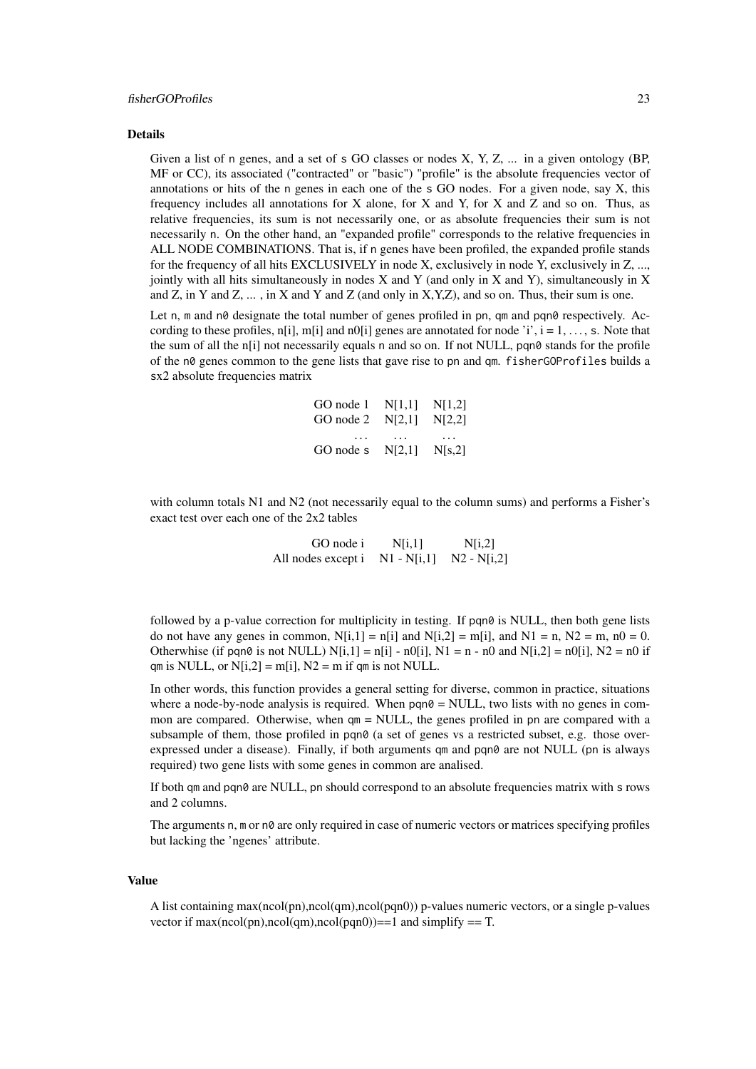### Details

Given a list of `n` genes, and a set of `s` GO classes or nodes X, Y, Z, ... in a given ontology (BP, MF or CC), its associated ("contracted" or "basic") "profile" is the absolute frequencies vector of annotations or hits of the `n` genes in each one of the `s` GO nodes. For a given node, say X, this frequency includes all annotations for X alone, for X and Y, for X and Z and so on. Thus, as relative frequencies, its sum is not necessarily one, or as absolute frequencies their sum is not necessarily `n`. On the other hand, an "expanded profile" corresponds to the relative frequencies in ALL NODE COMBINATIONS. That is, if `n` genes have been profiled, the expanded profile stands for the frequency of all hits EXCLUSIVELY in node X, exclusively in node Y, exclusively in Z, ..., jointly with all hits simultaneously in nodes X and Y (and only in X and Y), simultaneously in X and Z, in Y and Z, ... , in X and Y and Z (and only in X,Y,Z), and so on. Thus, their sum is one.

Let `n`, `m` and `n0` designate the total number of genes profiled in `pn`, `qm` and `pqn0` respectively. According to these profiles, n[i], m[i] and n0[i] genes are annotated for node 'i', i = 1, ..., s. Note that the sum of all the n[i] not necessarily equals `n` and so on. If not NULL, `pqn0` stands for the profile of the `n0` genes common to the gene lists that gave rise to `pn` and `qm`. `fisherGOProfiles` builds a `sx2` absolute frequencies matrix

| | | |
|---|---|---|
| GO node 1 | N[1,1] | N[1,2] |
| GO node 2 | N[2,1] | N[2,2] |
| ... | ... | ... |
| GO node `s` | N[2,1] | N[s,2] |

with column totals N1 and N2 (not necessarily equal to the column sums) and performs a Fisher's exact test over each one of the 2x2 tables

| | | |
|---|---|---|
| GO node i | N[i,1] | N[i,2] |
| All nodes except i | N1 - N[i,1] | N2 - N[i,2] |

followed by a p-value correction for multiplicity in testing. If `pqn0` is NULL, then both gene lists do not have any genes in common, N[i,1] = n[i] and N[i,2] = m[i], and N1 = n, N2 = m, n0 = 0. Otherwhise (if `pqn0` is not NULL) N[i,1] = n[i] - n0[i], N1 = n - n0 and N[i,2] = n0[i], N2 = n0 if `qm` is NULL, or N[i,2] = m[i], N2 = m if `qm` is not NULL.

In other words, this function provides a general setting for diverse, common in practice, situations where a node-by-node analysis is required. When `pqn0` = NULL, two lists with no genes in common are compared. Otherwise, when `qm` = NULL, the genes profiled in `pn` are compared with a subsample of them, those profiled in `pqn0` (a set of genes vs a restricted subset, e.g. those overexpressed under a disease). Finally, if both arguments `qm` and `pqn0` are not NULL (`pn` is always required) two gene lists with some genes in common are analised.

If both `qm` and `pqn0` are NULL, `pn` should correspond to an absolute frequencies matrix with `s` rows and 2 columns.

The arguments `n`, `m` or `n0` are only required in case of numeric vectors or matrices specifying profiles but lacking the 'ngenes' attribute.

### Value

A list containing max(ncol(pn),ncol(qm),ncol(pqn0)) p-values numeric vectors, or a single p-values vector if max(ncol(pn),ncol(qm),ncol(pqn0))==1 and simplify == T.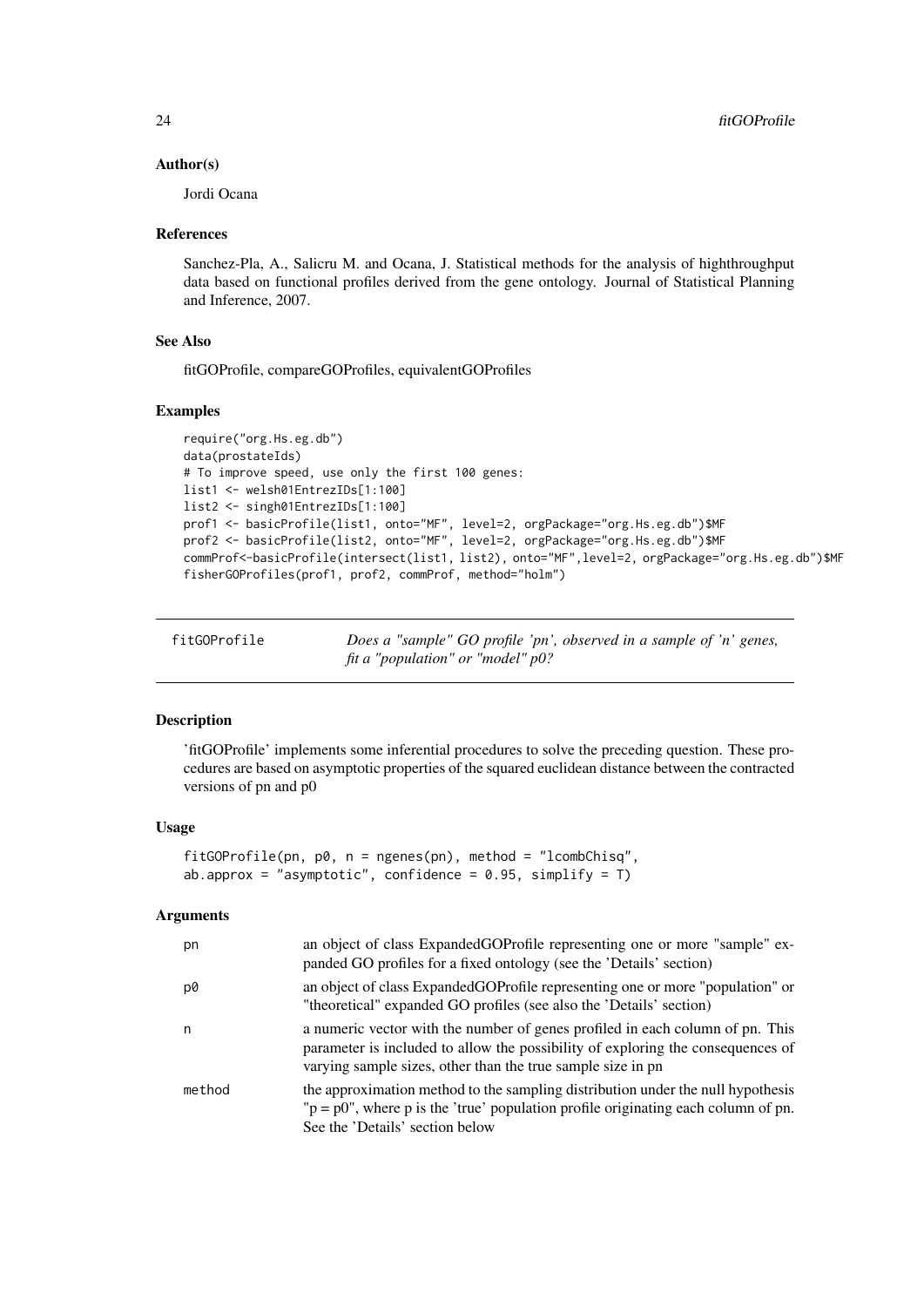### Author(s)

Jordi Ocana

### References

Sanchez-Pla, A., Salicru M. and Ocana, J. Statistical methods for the analysis of highthroughput data based on functional profiles derived from the gene ontology. Journal of Statistical Planning and Inference, 2007.

### See Also

fitGOProfile, compareGOProfiles, equivalentGOProfiles

### Examples

```
require("org.Hs.eg.db")
data(prostateIds)
# To improve speed, use only the first 100 genes:
list1 <- welsh01EntrezIDs[1:100]
list2 <- singh01EntrezIDs[1:100]
prof1 <- basicProfile(list1, onto="MF", level=2, orgPackage="org.Hs.eg.db")$MF
prof2 <- basicProfile(list2, onto="MF", level=2, orgPackage="org.Hs.eg.db")$MF
commProf<-basicProfile(intersect(list1, list2), onto="MF",level=2, orgPackage="org.Hs.eg.db")$MF
fisherGOProfiles(prof1, prof2, commProf, method="holm")
```

---

## fitGOProfile — *Does a "sample" GO profile 'pn', observed in a sample of 'n' genes, fit a "population" or "model" p0?*

---

### Description

'fitGOProfile' implements some inferential procedures to solve the preceding question. These procedures are based on asymptotic properties of the squared euclidean distance between the contracted versions of pn and p0

### Usage

```
fitGOProfile(pn, p0, n = ngenes(pn), method = "lcombChisq",
ab.approx = "asymptotic", confidence = 0.95, simplify = T)
```

### Arguments

| | |
|---|---|
| pn | an object of class ExpandedGOProfile representing one or more "sample" expanded GO profiles for a fixed ontology (see the 'Details' section) |
| p0 | an object of class ExpandedGOProfile representing one or more "population" or "theoretical" expanded GO profiles (see also the 'Details' section) |
| n | a numeric vector with the number of genes profiled in each column of pn. This parameter is included to allow the possibility of exploring the consequences of varying sample sizes, other than the true sample size in pn |
| method | the approximation method to the sampling distribution under the null hypothesis "p = p0", where p is the 'true' population profile originating each column of pn. See the 'Details' section below |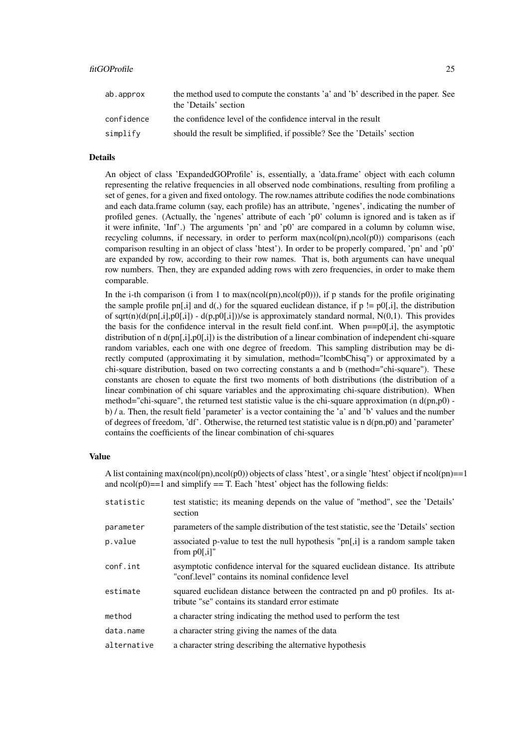| | |
|---|---|
| ab.approx | the method used to compute the constants 'a' and 'b' described in the paper. See the 'Details' section |
| confidence | the confidence level of the confidence interval in the result |
| simplify | should the result be simplified, if possible? See the 'Details' section |

### Details

An object of class 'ExpandedGOProfile' is, essentially, a 'data.frame' object with each column representing the relative frequencies in all observed node combinations, resulting from profiling a set of genes, for a given and fixed ontology. The row.names attribute codifies the node combinations and each data.frame column (say, each profile) has an attribute, 'ngenes', indicating the number of profiled genes. (Actually, the 'ngenes' attribute of each 'p0' column is ignored and is taken as if it were infinite, 'Inf'.) The arguments 'pn' and 'p0' are compared in a column by column wise, recycling columns, if necessary, in order to perform max(ncol(pn),ncol(p0)) comparisons (each comparison resulting in an object of class 'htest'). In order to be properly compared, 'pn' and 'p0' are expanded by row, according to their row names. That is, both arguments can have unequal row numbers. Then, they are expanded adding rows with zero frequencies, in order to make them comparable.

In the i-th comparison (i from 1 to max(ncol(pn),ncol(p0))), if p stands for the profile originating the sample profile pn[,i] and d(,) for the squared euclidean distance, if p != p0[,i], the distribution of sqrt(n)(d(pn[,i],p0[,i]) - d(p,p0[,i]))/se is approximately standard normal, N(0,1). This provides the basis for the confidence interval in the result field conf.int. When p==p0[,i], the asymptotic distribution of n d(pn[,i],p0[,i]) is the distribution of a linear combination of independent chi-square random variables, each one with one degree of freedom. This sampling distribution may be directly computed (approximating it by simulation, method="lcombChisq") or approximated by a chi-square distribution, based on two correcting constants a and b (method="chi-square"). These constants are chosen to equate the first two moments of both distributions (the distribution of a linear combination of chi square variables and the approximating chi-square distribution). When method="chi-square", the returned test statistic value is the chi-square approximation (n d(pn,p0) - b) / a. Then, the result field 'parameter' is a vector containing the 'a' and 'b' values and the number of degrees of freedom, 'df'. Otherwise, the returned test statistic value is n d(pn,p0) and 'parameter' contains the coefficients of the linear combination of chi-squares

### Value

A list containing max(ncol(pn),ncol(p0)) objects of class 'htest', or a single 'htest' object if ncol(pn)==1 and ncol(p0)==1 and simplify == T. Each 'htest' object has the following fields:

| | |
|---|---|
| statistic | test statistic; its meaning depends on the value of "method", see the 'Details' section |
| parameter | parameters of the sample distribution of the test statistic, see the 'Details' section |
| p.value | associated p-value to test the null hypothesis "pn[,i] is a random sample taken from p0[,i]" |
| conf.int | asymptotic confidence interval for the squared euclidean distance. Its attribute "conf.level" contains its nominal confidence level |
| estimate | squared euclidean distance between the contracted pn and p0 profiles. Its attribute "se" contains its standard error estimate |
| method | a character string indicating the method used to perform the test |
| data.name | a character string giving the names of the data |
| alternative | a character string describing the alternative hypothesis |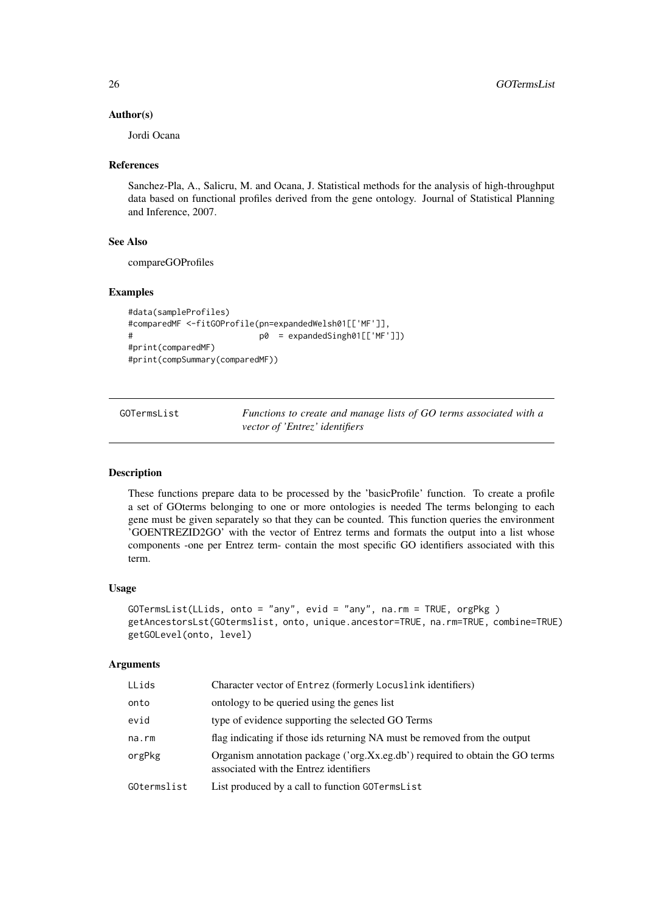### Author(s)

Jordi Ocana

### References

Sanchez-Pla, A., Salicru, M. and Ocana, J. Statistical methods for the analysis of high-throughput data based on functional profiles derived from the gene ontology. Journal of Statistical Planning and Inference, 2007.

### See Also

compareGOProfiles

### Examples

```
#data(sampleProfiles)
#comparedMF <-fitGOProfile(pn=expandedWelsh01[['MF']],
#                          p0  = expandedSingh01[['MF']])
#print(comparedMF)
#print(compSummary(comparedMF))
```

---

## GOTermsList — *Functions to create and manage lists of GO terms associated with a vector of 'Entrez' identifiers*

### Description

These functions prepare data to be processed by the 'basicProfile' function. To create a profile a set of GOterms belonging to one or more ontologies is needed The terms belonging to each gene must be given separately so that they can be counted. This function queries the environment 'GOENTREZID2GO' with the vector of Entrez terms and formats the output into a list whose components -one per Entrez term- contain the most specific GO identifiers associated with this term.

### Usage

```
GOTermsList(LLids, onto = "any", evid = "any", na.rm = TRUE, orgPkg )
getAncestorsLst(GOtermslist, onto, unique.ancestor=TRUE, na.rm=TRUE, combine=TRUE)
getGOLevel(onto, level)
```

### Arguments

| | |
|---|---|
| LLids | Character vector of Entrez (formerly Locuslink identifiers) |
| onto | ontology to be queried using the genes list |
| evid | type of evidence supporting the selected GO Terms |
| na.rm | flag indicating if those ids returning NA must be removed from the output |
| orgPkg | Organism annotation package ('org.Xx.eg.db') required to obtain the GO terms associated with the Entrez identifiers |
| GOtermslist | List produced by a call to function GOTermsList |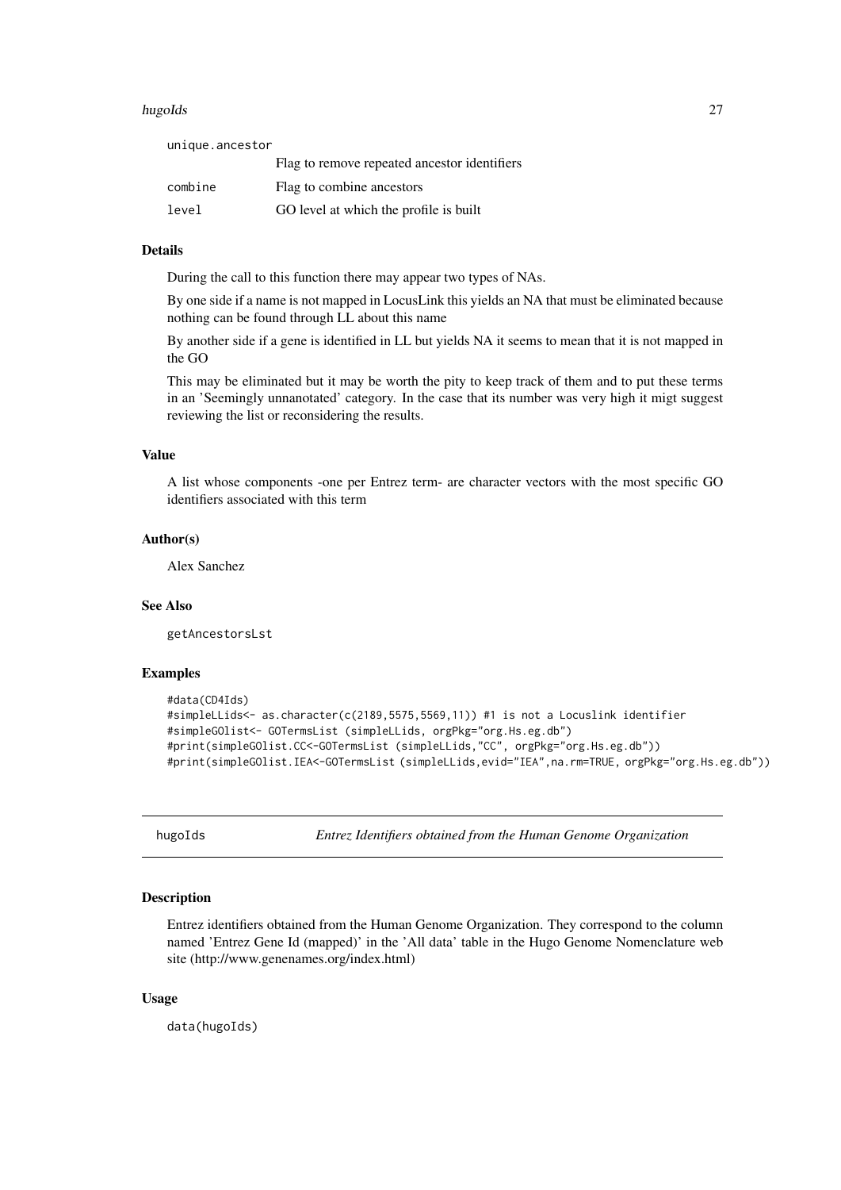| | |
|---|---|
| unique.ancestor | Flag to remove repeated ancestor identifiers |
| combine | Flag to combine ancestors |
| level | GO level at which the profile is built |

### Details

During the call to this function there may appear two types of NAs.

By one side if a name is not mapped in LocusLink this yields an NA that must be eliminated because nothing can be found through LL about this name

By another side if a gene is identified in LL but yields NA it seems to mean that it is not mapped in the GO

This may be eliminated but it may be worth the pity to keep track of them and to put these terms in an 'Seemingly unnanotated' category. In the case that its number was very high it migt suggest reviewing the list or reconsidering the results.

### Value

A list whose components -one per Entrez term- are character vectors with the most specific GO identifiers associated with this term

### Author(s)

Alex Sanchez

### See Also

getAncestorsLst

### Examples

```
#data(CD4Ids)
#simpleLLids<- as.character(c(2189,5575,5569,11)) #1 is not a Locuslink identifier
#simpleGOlist<- GOTermsList (simpleLLids, orgPkg="org.Hs.eg.db")
#print(simpleGOlist.CC<-GOTermsList (simpleLLids,"CC", orgPkg="org.Hs.eg.db"))
#print(simpleGOlist.IEA<-GOTermsList (simpleLLids,evid="IEA",na.rm=TRUE, orgPkg="org.Hs.eg.db"))
```

---

## hugoIds — *Entrez Identifiers obtained from the Human Genome Organization*

### Description

Entrez identifiers obtained from the Human Genome Organization. They correspond to the column named 'Entrez Gene Id (mapped)' in the 'All data' table in the Hugo Genome Nomenclature web site (http://www.genenames.org/index.html)

### Usage

```
data(hugoIds)
```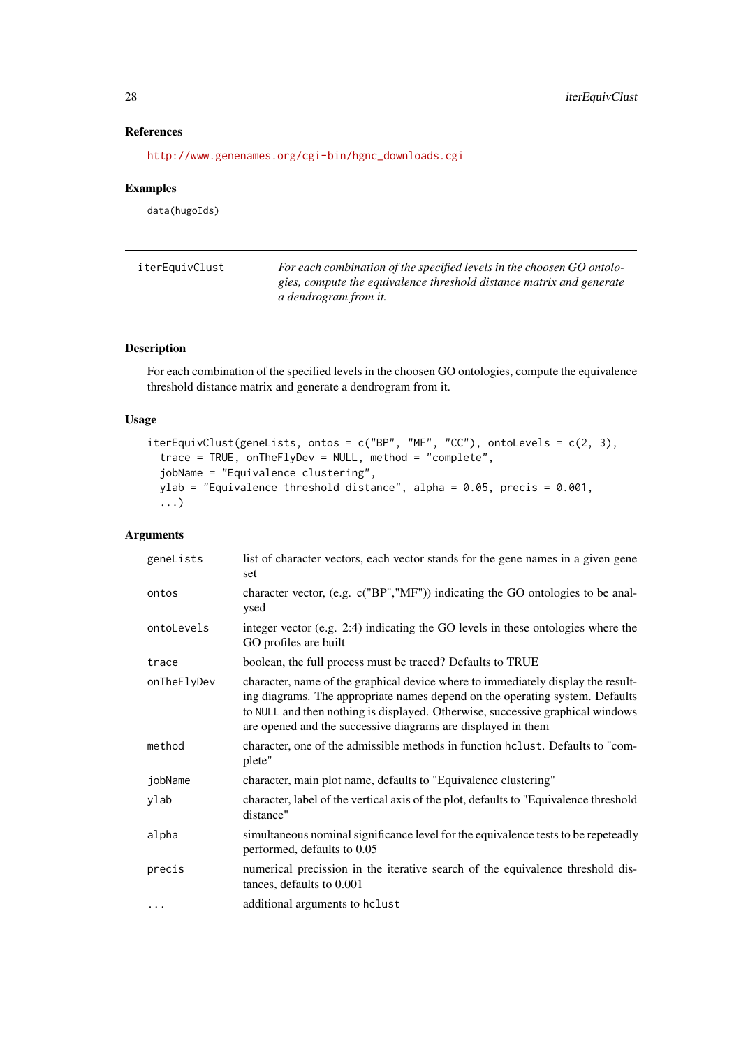### References

http://www.genenames.org/cgi-bin/hgnc_downloads.cgi

### Examples

```
data(hugoIds)
```

---

## iterEquivClust

*For each combination of the specified levels in the choosen GO ontologies, compute the equivalence threshold distance matrix and generate a dendrogram from it.*

---

### Description

For each combination of the specified levels in the choosen GO ontologies, compute the equivalence threshold distance matrix and generate a dendrogram from it.

### Usage

```
iterEquivClust(geneLists, ontos = c("BP", "MF", "CC"), ontoLevels = c(2, 3),
  trace = TRUE, onTheFlyDev = NULL, method = "complete",
  jobName = "Equivalence clustering",
  ylab = "Equivalence threshold distance", alpha = 0.05, precis = 0.001,
  ...)
```

### Arguments

| | |
|---|---|
| `geneLists` | list of character vectors, each vector stands for the gene names in a given gene set |
| `ontos` | character vector, (e.g. c("BP","MF")) indicating the GO ontologies to be analysed |
| `ontoLevels` | integer vector (e.g. 2:4) indicating the GO levels in these ontologies where the GO profiles are built |
| `trace` | boolean, the full process must be traced? Defaults to TRUE |
| `onTheFlyDev` | character, name of the graphical device where to immediately display the resulting diagrams. The appropriate names depend on the operating system. Defaults to `NULL` and then nothing is displayed. Otherwise, successive graphical windows are opened and the successive diagrams are displayed in them |
| `method` | character, one of the admissible methods in function `hclust`. Defaults to "complete" |
| `jobName` | character, main plot name, defaults to "Equivalence clustering" |
| `ylab` | character, label of the vertical axis of the plot, defaults to "Equivalence threshold distance" |
| `alpha` | simultaneous nominal significance level for the equivalence tests to be repeteadly performed, defaults to 0.05 |
| `precis` | numerical precission in the iterative search of the equivalence threshold distances, defaults to 0.001 |
| `...` | additional arguments to `hclust` |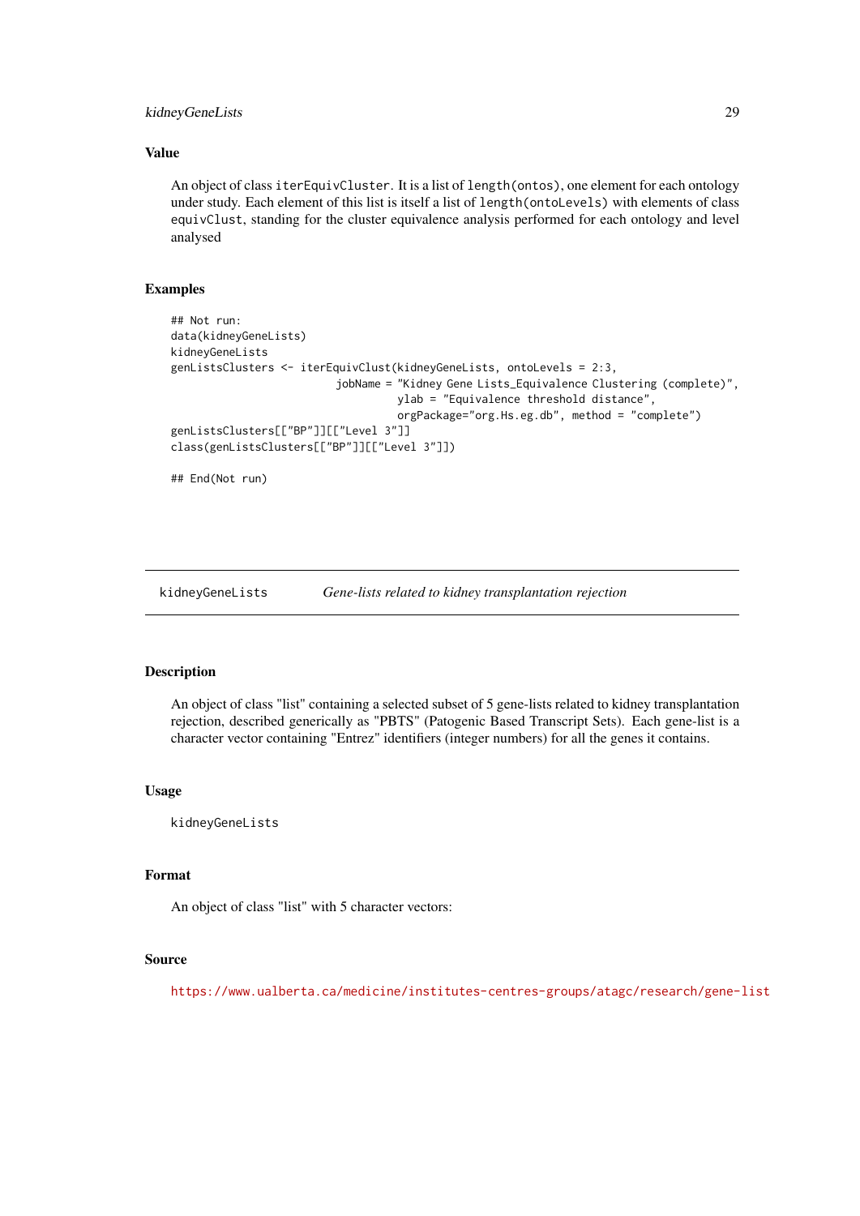## Value

An object of class `iterEquivCluster`. It is a list of `length(ontos)`, one element for each ontology under study. Each element of this list is itself a list of `length(ontoLevels)` with elements of class `equivClust`, standing for the cluster equivalence analysis performed for each ontology and level analysed

## Examples

```
## Not run:
data(kidneyGeneLists)
kidneyGeneLists
genListsClusters <- iterEquivClust(kidneyGeneLists, ontoLevels = 2:3,
                          jobName = "Kidney Gene Lists_Equivalence Clustering (complete)",
                                   ylab = "Equivalence threshold distance",
                                   orgPackage="org.Hs.eg.db", method = "complete")
genListsClusters[["BP"]][["Level 3"]]
class(genListsClusters[["BP"]][["Level 3"]])

## End(Not run)
```

---

# kidneyGeneLists *Gene-lists related to kidney transplantation rejection*

## Description

An object of class "list" containing a selected subset of 5 gene-lists related to kidney transplantation rejection, described generically as "PBTS" (Patogenic Based Transcript Sets). Each gene-list is a character vector containing "Entrez" identifiers (integer numbers) for all the genes it contains.

## Usage

```
kidneyGeneLists
```

## Format

An object of class "list" with 5 character vectors:

## Source

https://www.ualberta.ca/medicine/institutes-centres-groups/atagc/research/gene-list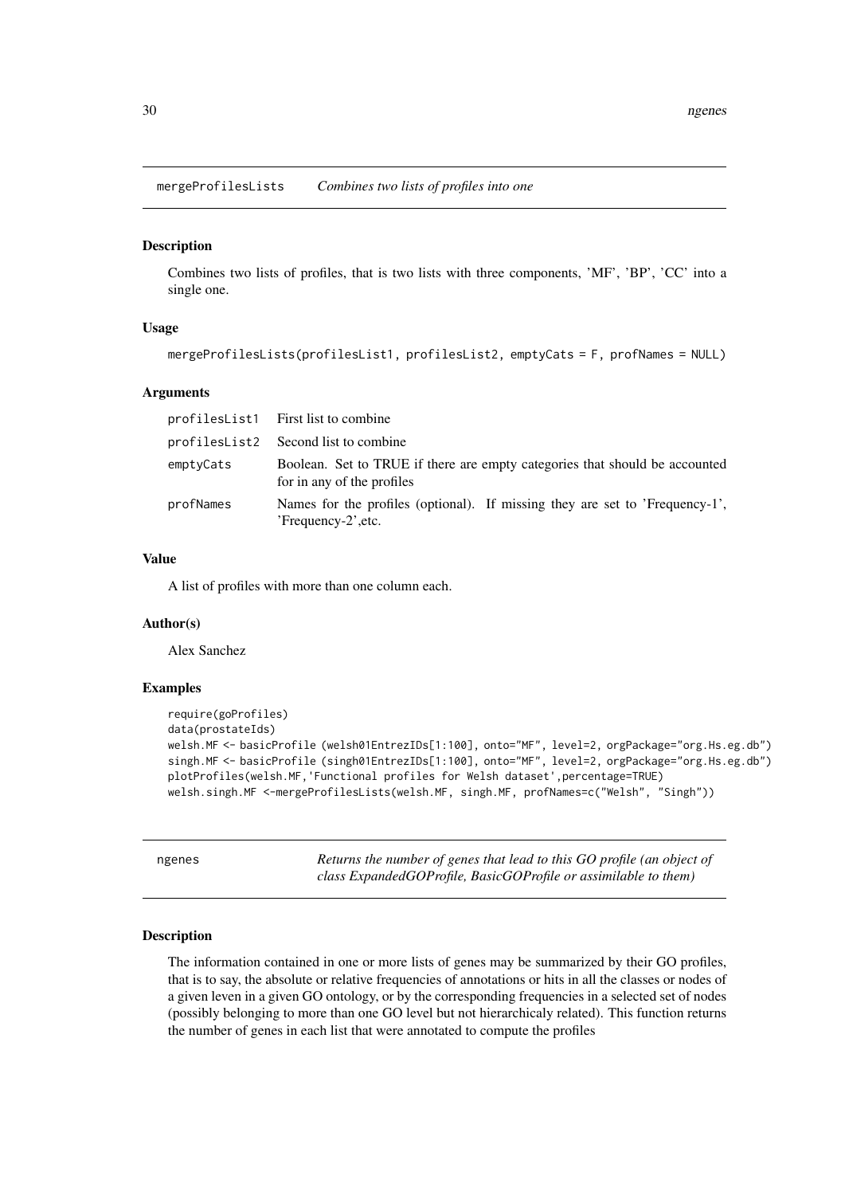## mergeProfilesLists *Combines two lists of profiles into one*

### Description

Combines two lists of profiles, that is two lists with three components, 'MF', 'BP', 'CC' into a single one.

### Usage

```
mergeProfilesLists(profilesList1, profilesList2, emptyCats = F, profNames = NULL)
```

### Arguments

| | |
|---|---|
| profilesList1 | First list to combine |
| profilesList2 | Second list to combine |
| emptyCats | Boolean. Set to TRUE if there are empty categories that should be accounted for in any of the profiles |
| profNames | Names for the profiles (optional). If missing they are set to 'Frequency-1', 'Frequency-2',etc. |

### Value

A list of profiles with more than one column each.

### Author(s)

Alex Sanchez

### Examples

```
require(goProfiles)
data(prostateIds)
welsh.MF <- basicProfile (welsh01EntrezIDs[1:100], onto="MF", level=2, orgPackage="org.Hs.eg.db")
singh.MF <- basicProfile (singh01EntrezIDs[1:100], onto="MF", level=2, orgPackage="org.Hs.eg.db")
plotProfiles(welsh.MF,'Functional profiles for Welsh dataset',percentage=TRUE)
welsh.singh.MF <-mergeProfilesLists(welsh.MF, singh.MF, profNames=c("Welsh", "Singh"))
```

## ngenes *Returns the number of genes that lead to this GO profile (an object of class ExpandedGOProfile, BasicGOProfile or assimilable to them)*

### Description

The information contained in one or more lists of genes may be summarized by their GO profiles, that is to say, the absolute or relative frequencies of annotations or hits in all the classes or nodes of a given leven in a given GO ontology, or by the corresponding frequencies in a selected set of nodes (possibly belonging to more than one GO level but not hierarchicaly related). This function returns the number of genes in each list that were annotated to compute the profiles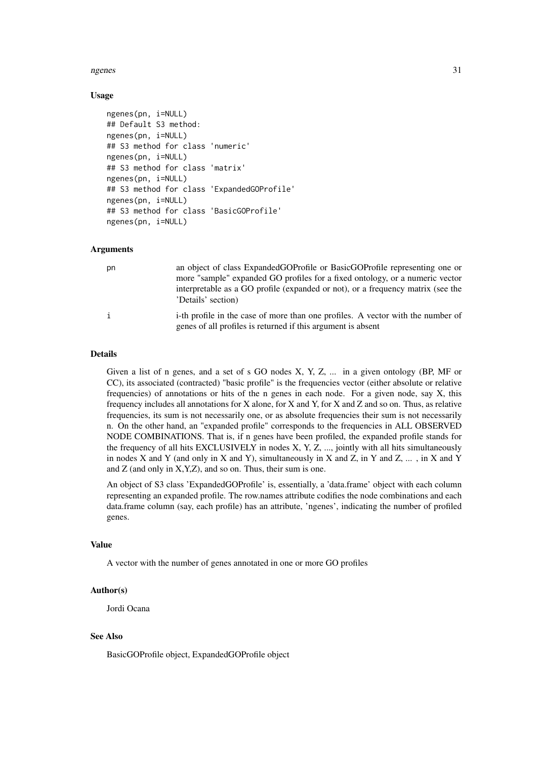### Usage

```
ngenes(pn, i=NULL)
## Default S3 method:
ngenes(pn, i=NULL)
## S3 method for class 'numeric'
ngenes(pn, i=NULL)
## S3 method for class 'matrix'
ngenes(pn, i=NULL)
## S3 method for class 'ExpandedGOProfile'
ngenes(pn, i=NULL)
## S3 method for class 'BasicGOProfile'
ngenes(pn, i=NULL)
```

### Arguments

| | |
|---|---|
| pn | an object of class ExpandedGOProfile or BasicGOProfile representing one or more "sample" expanded GO profiles for a fixed ontology, or a numeric vector interpretable as a GO profile (expanded or not), or a frequency matrix (see the 'Details' section) |
| i | i-th profile in the case of more than one profiles. A vector with the number of genes of all profiles is returned if this argument is absent |

### Details

Given a list of n genes, and a set of s GO nodes X, Y, Z, ... in a given ontology (BP, MF or CC), its associated (contracted) "basic profile" is the frequencies vector (either absolute or relative frequencies) of annotations or hits of the n genes in each node. For a given node, say X, this frequency includes all annotations for X alone, for X and Y, for X and Z and so on. Thus, as relative frequencies, its sum is not necessarily one, or as absolute frequencies their sum is not necessarily n. On the other hand, an "expanded profile" corresponds to the frequencies in ALL OBSERVED NODE COMBINATIONS. That is, if n genes have been profiled, the expanded profile stands for the frequency of all hits EXCLUSIVELY in nodes X, Y, Z, ..., jointly with all hits simultaneously in nodes X and Y (and only in X and Y), simultaneously in X and Z, in Y and Z, ... , in X and Y and Z (and only in X,Y,Z), and so on. Thus, their sum is one.

An object of S3 class 'ExpandedGOProfile' is, essentially, a 'data.frame' object with each column representing an expanded profile. The row.names attribute codifies the node combinations and each data.frame column (say, each profile) has an attribute, 'ngenes', indicating the number of profiled genes.

### Value

A vector with the number of genes annotated in one or more GO profiles

### Author(s)

Jordi Ocana

### See Also

BasicGOProfile object, ExpandedGOProfile object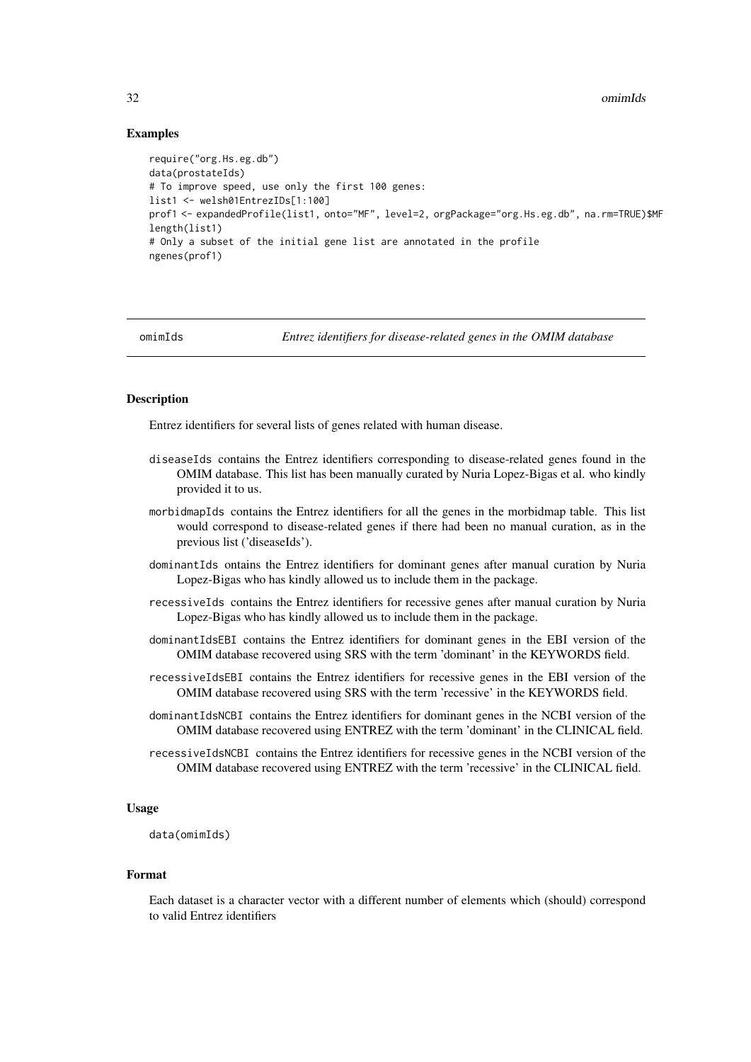### Examples

```
require("org.Hs.eg.db")
data(prostateIds)
# To improve speed, use only the first 100 genes:
list1 <- welsh01EntrezIDs[1:100]
prof1 <- expandedProfile(list1, onto="MF", level=2, orgPackage="org.Hs.eg.db", na.rm=TRUE)$MF
length(list1)
# Only a subset of the initial gene list are annotated in the profile
ngenes(prof1)
```

---

## omimIds — *Entrez identifiers for disease-related genes in the OMIM database*

### Description

Entrez identifiers for several lists of genes related with human disease.

- `diseaseIds` contains the Entrez identifiers corresponding to disease-related genes found in the OMIM database. This list has been manually curated by Nuria Lopez-Bigas et al. who kindly provided it to us.
- `morbidmapIds` contains the Entrez identifiers for all the genes in the morbidmap table. This list would correspond to disease-related genes if there had been no manual curation, as in the previous list ('diseaseIds').
- `dominantIds` ontains the Entrez identifiers for dominant genes after manual curation by Nuria Lopez-Bigas who has kindly allowed us to include them in the package.
- `recessiveIds` contains the Entrez identifiers for recessive genes after manual curation by Nuria Lopez-Bigas who has kindly allowed us to include them in the package.
- `dominantIdsEBI` contains the Entrez identifiers for dominant genes in the EBI version of the OMIM database recovered using SRS with the term 'dominant' in the KEYWORDS field.
- `recessiveIdsEBI` contains the Entrez identifiers for recessive genes in the EBI version of the OMIM database recovered using SRS with the term 'recessive' in the KEYWORDS field.
- `dominantIdsNCBI` contains the Entrez identifiers for dominant genes in the NCBI version of the OMIM database recovered using ENTREZ with the term 'dominant' in the CLINICAL field.
- `recessiveIdsNCBI` contains the Entrez identifiers for recessive genes in the NCBI version of the OMIM database recovered using ENTREZ with the term 'recessive' in the CLINICAL field.

### Usage

```
data(omimIds)
```

### Format

Each dataset is a character vector with a different number of elements which (should) correspond to valid Entrez identifiers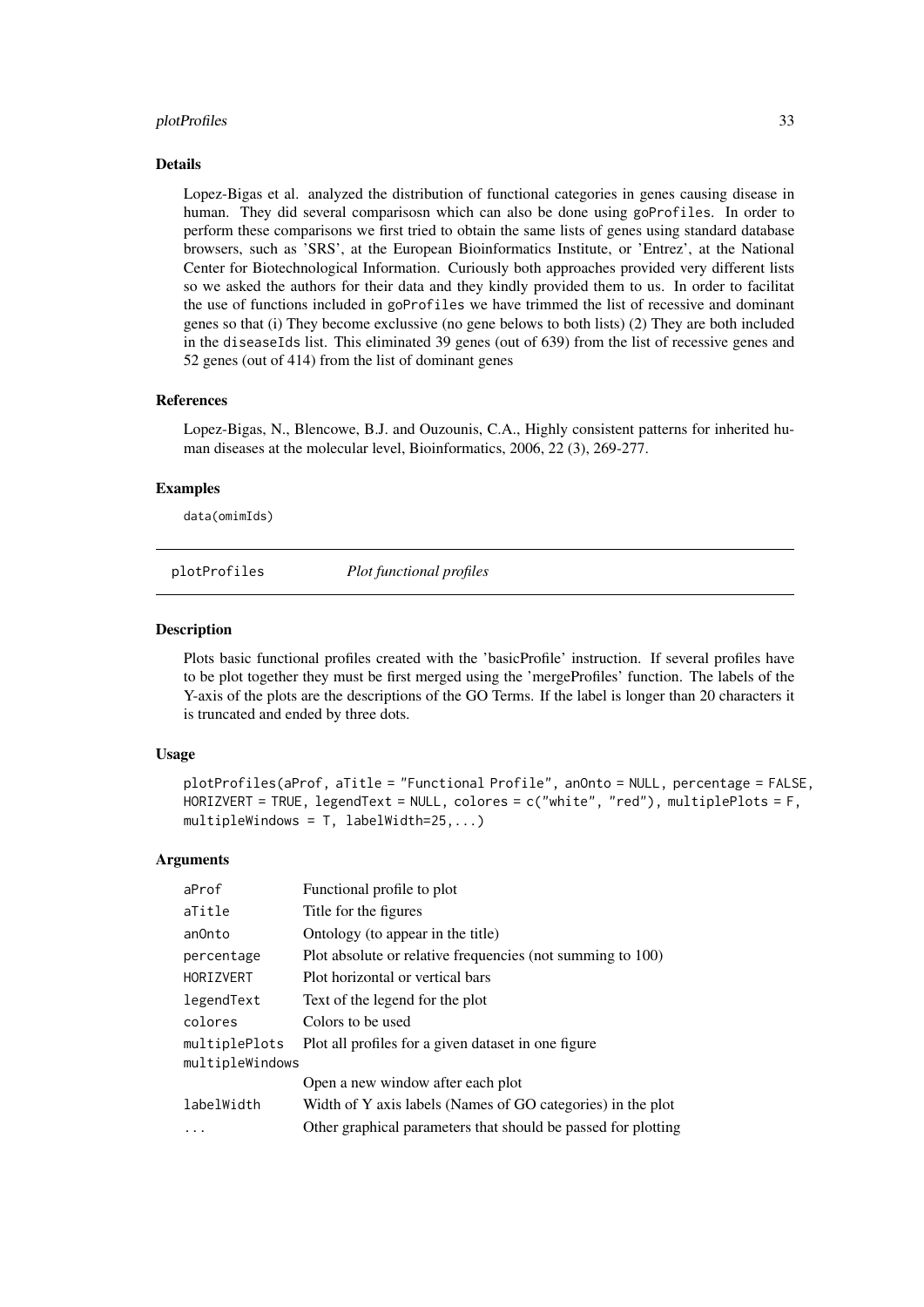### Details

Lopez-Bigas et al. analyzed the distribution of functional categories in genes causing disease in human. They did several comparisosn which can also be done using `goProfiles`. In order to perform these comparisons we first tried to obtain the same lists of genes using standard database browsers, such as 'SRS', at the European Bioinformatics Institute, or 'Entrez', at the National Center for Biotechnological Information. Curiously both approaches provided very different lists so we asked the authors for their data and they kindly provided them to us. In order to facilitat the use of functions included in `goProfiles` we have trimmed the list of recessive and dominant genes so that (i) They become exclussive (no gene belows to both lists) (2) They are both included in the `diseaseIds` list. This eliminated 39 genes (out of 639) from the list of recessive genes and 52 genes (out of 414) from the list of dominant genes

### References

Lopez-Bigas, N., Blencowe, B.J. and Ouzounis, C.A., Highly consistent patterns for inherited human diseases at the molecular level, Bioinformatics, 2006, 22 (3), 269-277.

### Examples

```
data(omimIds)
```

---

## plotProfiles — *Plot functional profiles*

### Description

Plots basic functional profiles created with the 'basicProfile' instruction. If several profiles have to be plot together they must be first merged using the 'mergeProfiles' function. The labels of the Y-axis of the plots are the descriptions of the GO Terms. If the label is longer than 20 characters it is truncated and ended by three dots.

### Usage

```
plotProfiles(aProf, aTitle = "Functional Profile", anOnto = NULL, percentage = FALSE,
HORIZVERT = TRUE, legendText = NULL, colores = c("white", "red"), multiplePlots = F,
multipleWindows = T, labelWidth=25,...)
```

### Arguments

| | |
|---|---|
| `aProf` | Functional profile to plot |
| `aTitle` | Title for the figures |
| `anOnto` | Ontology (to appear in the title) |
| `percentage` | Plot absolute or relative frequencies (not summing to 100) |
| `HORIZVERT` | Plot horizontal or vertical bars |
| `legendText` | Text of the legend for the plot |
| `colores` | Colors to be used |
| `multiplePlots` | Plot all profiles for a given dataset in one figure |
| `multipleWindows` | Open a new window after each plot |
| `labelWidth` | Width of Y axis labels (Names of GO categories) in the plot |
| `...` | Other graphical parameters that should be passed for plotting |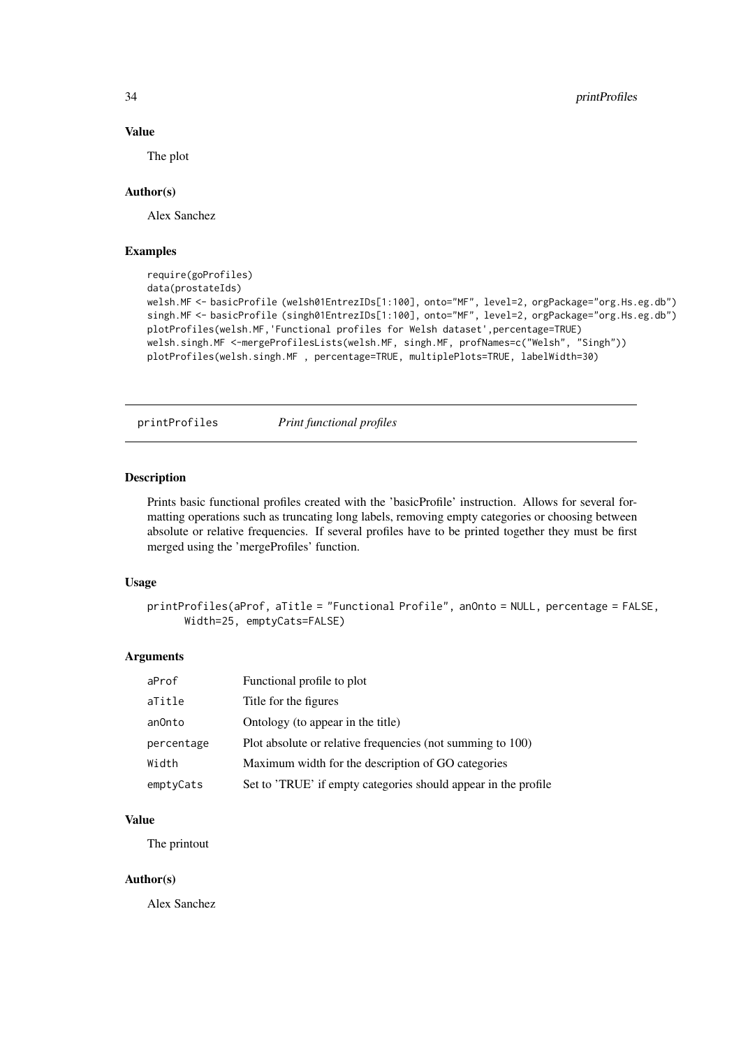### Value

The plot

### Author(s)

Alex Sanchez

### Examples

```
require(goProfiles)
data(prostateIds)
welsh.MF <- basicProfile (welsh01EntrezIDs[1:100], onto="MF", level=2, orgPackage="org.Hs.eg.db")
singh.MF <- basicProfile (singh01EntrezIDs[1:100], onto="MF", level=2, orgPackage="org.Hs.eg.db")
plotProfiles(welsh.MF,'Functional profiles for Welsh dataset',percentage=TRUE)
welsh.singh.MF <-mergeProfilesLists(welsh.MF, singh.MF, profNames=c("Welsh", "Singh"))
plotProfiles(welsh.singh.MF , percentage=TRUE, multiplePlots=TRUE, labelWidth=30)
```

---

## printProfiles *Print functional profiles*

### Description

Prints basic functional profiles created with the 'basicProfile' instruction. Allows for several formatting operations such as truncating long labels, removing empty categories or choosing between absolute or relative frequencies. If several profiles have to be printed together they must be first merged using the 'mergeProfiles' function.

### Usage

```
printProfiles(aProf, aTitle = "Functional Profile", anOnto = NULL, percentage = FALSE,
      Width=25, emptyCats=FALSE)
```

### Arguments

| | |
|---|---|
| aProf | Functional profile to plot |
| aTitle | Title for the figures |
| anOnto | Ontology (to appear in the title) |
| percentage | Plot absolute or relative frequencies (not summing to 100) |
| Width | Maximum width for the description of GO categories |
| emptyCats | Set to 'TRUE' if empty categories should appear in the profile |

### Value

The printout

### Author(s)

Alex Sanchez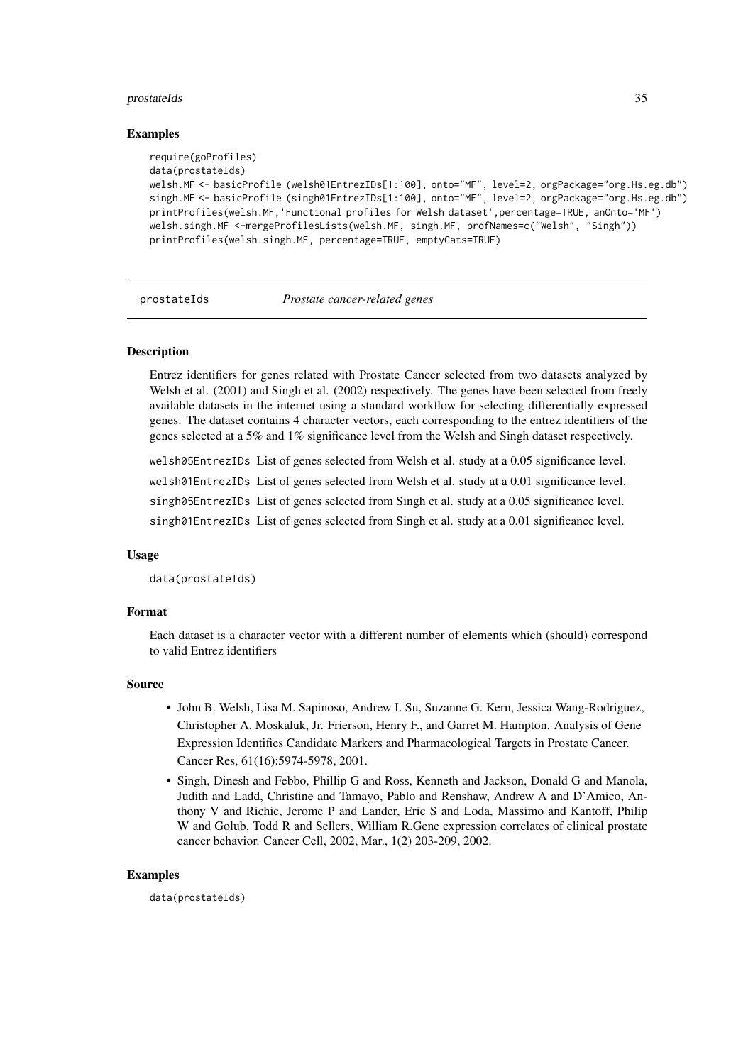### Examples

```
require(goProfiles)
data(prostateIds)
welsh.MF <- basicProfile (welsh01EntrezIDs[1:100], onto="MF", level=2, orgPackage="org.Hs.eg.db")
singh.MF <- basicProfile (singh01EntrezIDs[1:100], onto="MF", level=2, orgPackage="org.Hs.eg.db")
printProfiles(welsh.MF,'Functional profiles for Welsh dataset',percentage=TRUE, anOnto='MF')
welsh.singh.MF <-mergeProfilesLists(welsh.MF, singh.MF, profNames=c("Welsh", "Singh"))
printProfiles(welsh.singh.MF, percentage=TRUE, emptyCats=TRUE)
```

---

## prostateIds — *Prostate cancer-related genes*

### Description

Entrez identifiers for genes related with Prostate Cancer selected from two datasets analyzed by Welsh et al. (2001) and Singh et al. (2002) respectively. The genes have been selected from freely available datasets in the internet using a standard workflow for selecting differentially expressed genes. The dataset contains 4 character vectors, each corresponding to the entrez identifiers of the genes selected at a 5% and 1% significance level from the Welsh and Singh dataset respectively.

- `welsh05EntrezIDs` List of genes selected from Welsh et al. study at a 0.05 significance level.
- `welsh01EntrezIDs` List of genes selected from Welsh et al. study at a 0.01 significance level.
- `singh05EntrezIDs` List of genes selected from Singh et al. study at a 0.05 significance level.
- `singh01EntrezIDs` List of genes selected from Singh et al. study at a 0.01 significance level.

### Usage

```
data(prostateIds)
```

### Format

Each dataset is a character vector with a different number of elements which (should) correspond to valid Entrez identifiers

### Source

- John B. Welsh, Lisa M. Sapinoso, Andrew I. Su, Suzanne G. Kern, Jessica Wang-Rodriguez, Christopher A. Moskaluk, Jr. Frierson, Henry F., and Garret M. Hampton. Analysis of Gene Expression Identifies Candidate Markers and Pharmacological Targets in Prostate Cancer. Cancer Res, 61(16):5974-5978, 2001.
- Singh, Dinesh and Febbo, Phillip G and Ross, Kenneth and Jackson, Donald G and Manola, Judith and Ladd, Christine and Tamayo, Pablo and Renshaw, Andrew A and D'Amico, Anthony V and Richie, Jerome P and Lander, Eric S and Loda, Massimo and Kantoff, Philip W and Golub, Todd R and Sellers, William R.Gene expression correlates of clinical prostate cancer behavior. Cancer Cell, 2002, Mar., 1(2) 203-209, 2002.

### Examples

```
data(prostateIds)
```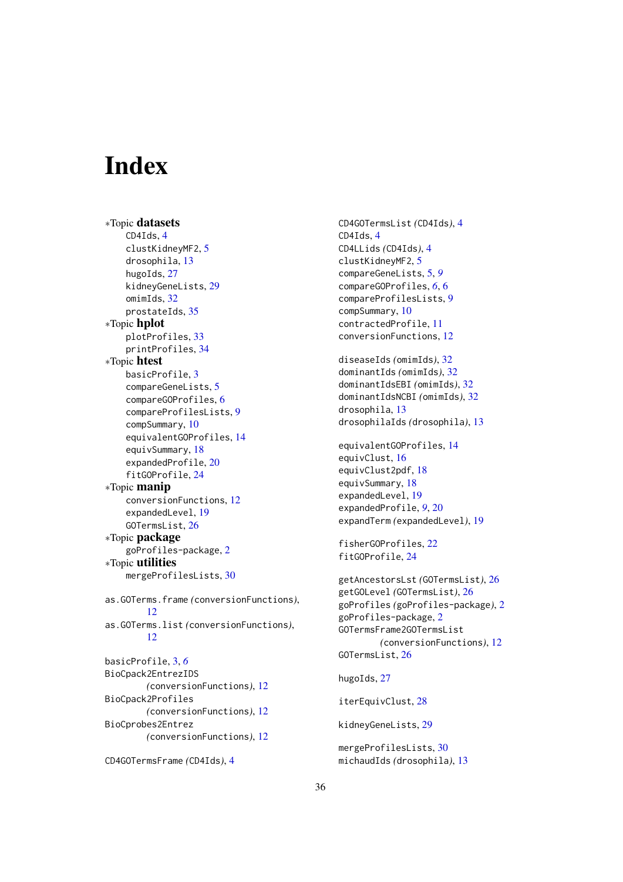# Index

*Topic **datasets**
- CD4Ids, 4
- clustKidneyMF2, 5
- drosophila, 13
- hugoIds, 27
- kidneyGeneLists, 29
- omimIds, 32
- prostateIds, 35

*Topic **hplot**
- plotProfiles, 33
- printProfiles, 34

*Topic **htest**
- basicProfile, 3
- compareGeneLists, 5
- compareGOProfiles, 6
- compareProfilesLists, 9
- compSummary, 10
- equivalentGOProfiles, 14
- equivSummary, 18
- expandedProfile, 20
- fitGOProfile, 24

*Topic **manip**
- conversionFunctions, 12
- expandedLevel, 19
- GOTermsList, 26

*Topic **package**
- goProfiles-package, 2

*Topic **utilities**
- mergeProfilesLists, 30

as.GOTerms.frame *(conversionFunctions)*, 12
as.GOTerms.list *(conversionFunctions)*, 12

basicProfile, 3, *6*
BioCpack2EntrezIDS *(conversionFunctions)*, 12
BioCpack2Profiles *(conversionFunctions)*, 12
BioCprobes2Entrez *(conversionFunctions)*, 12

CD4GOTermsFrame *(CD4Ids)*, 4
CD4GOTermsList *(CD4Ids)*, 4
CD4Ids, 4
CD4LLids *(CD4Ids)*, 4
clustKidneyMF2, 5
compareGeneLists, 5, *9*
compareGOProfiles, *6*, 6
compareProfilesLists, 9
compSummary, 10
contractedProfile, 11
conversionFunctions, 12

diseaseIds *(omimIds)*, 32
dominantIds *(omimIds)*, 32
dominantIdsEBI *(omimIds)*, 32
dominantIdsNCBI *(omimIds)*, 32
drosophila, 13
drosophilaIds *(drosophila)*, 13

equivalentGOProfiles, 14
equivClust, 16
equivClust2pdf, 18
equivSummary, 18
expandedLevel, 19
expandedProfile, *9*, 20
expandTerm *(expandedLevel)*, 19

fisherGOProfiles, 22
fitGOProfile, 24

getAncestorsLst *(GOTermsList)*, 26
getGOLevel *(GOTermsList)*, 26
goProfiles *(goProfiles-package)*, 2
goProfiles-package, 2
GOTermsFrame2GOTermsList *(conversionFunctions)*, 12
GOTermsList, 26

hugoIds, 27

iterEquivClust, 28

kidneyGeneLists, 29

mergeProfilesLists, 30
michaudIds *(drosophila)*, 13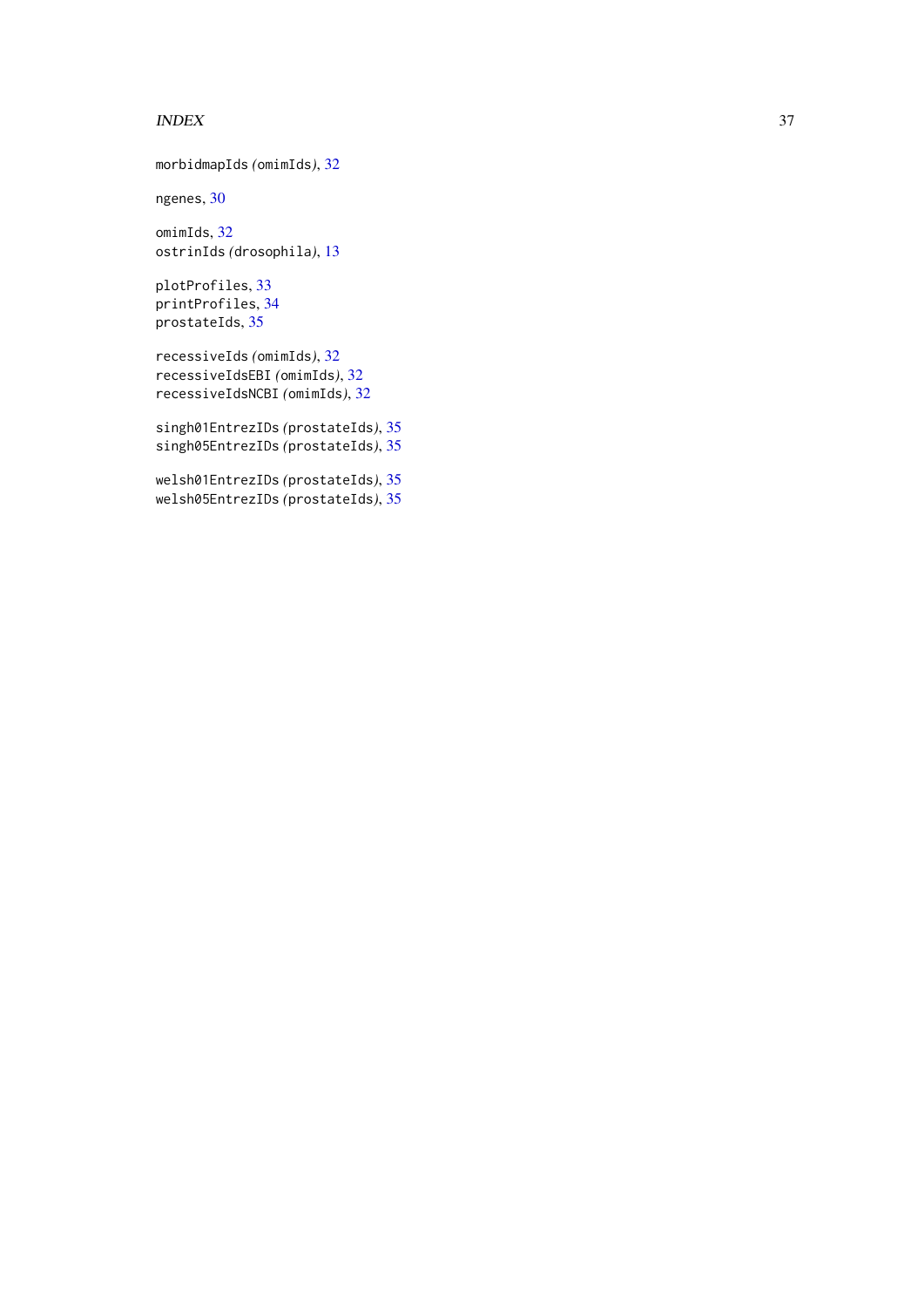morbidmapIds *(*omimIds*)*, 32

ngenes, 30

omimIds, 32
ostrinIds *(*drosophila*)*, 13

plotProfiles, 33
printProfiles, 34
prostateIds, 35

recessiveIds *(*omimIds*)*, 32
recessiveIdsEBI *(*omimIds*)*, 32
recessiveIdsNCBI *(*omimIds*)*, 32

singh01EntrezIDs *(*prostateIds*)*, 35
singh05EntrezIDs *(*prostateIds*)*, 35

welsh01EntrezIDs *(*prostateIds*)*, 35
welsh05EntrezIDs *(*prostateIds*)*, 35